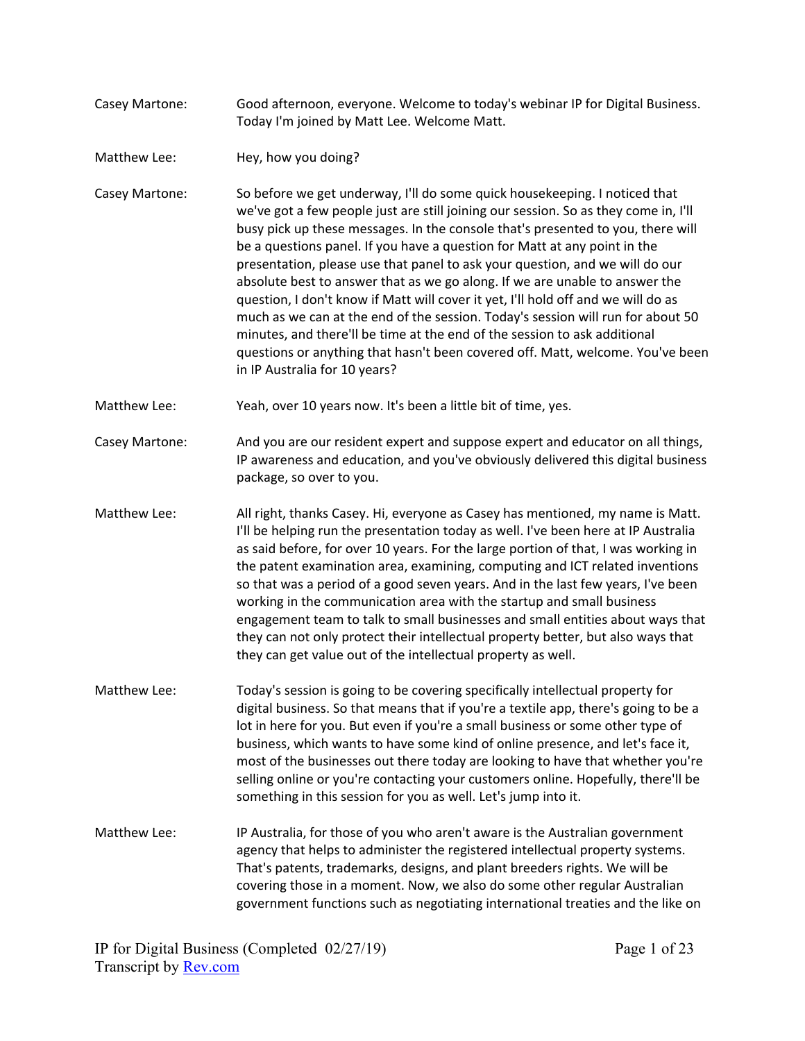Casey Martone: Good afternoon, everyone. Welcome to today's webinar IP for Digital Business. Today I'm joined by Matt Lee. Welcome Matt.

Matthew Lee: Hey, how you doing?

Casey Martone: So before we get underway, I'll do some quick housekeeping. I noticed that we've got a few people just are still joining our session. So as they come in, I'll busy pick up these messages. In the console that's presented to you, there will be a questions panel. If you have a question for Matt at any point in the presentation, please use that panel to ask your question, and we will do our absolute best to answer that as we go along. If we are unable to answer the question, I don't know if Matt will cover it yet, I'll hold off and we will do as much as we can at the end of the session. Today's session will run for about 50 minutes, and there'll be time at the end of the session to ask additional questions or anything that hasn't been covered off. Matt, welcome. You've been in IP Australia for 10 years?

Matthew Lee: Yeah, over 10 years now. It's been a little bit of time, yes.

Casey Martone: And you are our resident expert and suppose expert and educator on all things, IP awareness and education, and you've obviously delivered this digital business package, so over to you.

Matthew Lee: All right, thanks Casey. Hi, everyone as Casey has mentioned, my name is Matt. I'll be helping run the presentation today as well. I've been here at IP Australia as said before, for over 10 years. For the large portion of that, I was working in the patent examination area, examining, computing and ICT related inventions so that was a period of a good seven years. And in the last few years, I've been working in the communication area with the startup and small business engagement team to talk to small businesses and small entities about ways that they can not only protect their intellectual property better, but also ways that they can get value out of the intellectual property as well.

Matthew Lee: Today's session is going to be covering specifically intellectual property for digital business. So that means that if you're a textile app, there's going to be a lot in here for you. But even if you're a small business or some other type of business, which wants to have some kind of online presence, and let's face it, most of the businesses out there today are looking to have that whether you're selling online or you're contacting your customers online. Hopefully, there'll be something in this session for you as well. Let's jump into it.

Matthew Lee: IP Australia, for those of you who aren't aware is the Australian government agency that helps to administer the registered intellectual property systems. That's patents, trademarks, designs, and plant breeders rights. We will be covering those in a moment. Now, we also do some other regular Australian government functions such as negotiating international treaties and the like on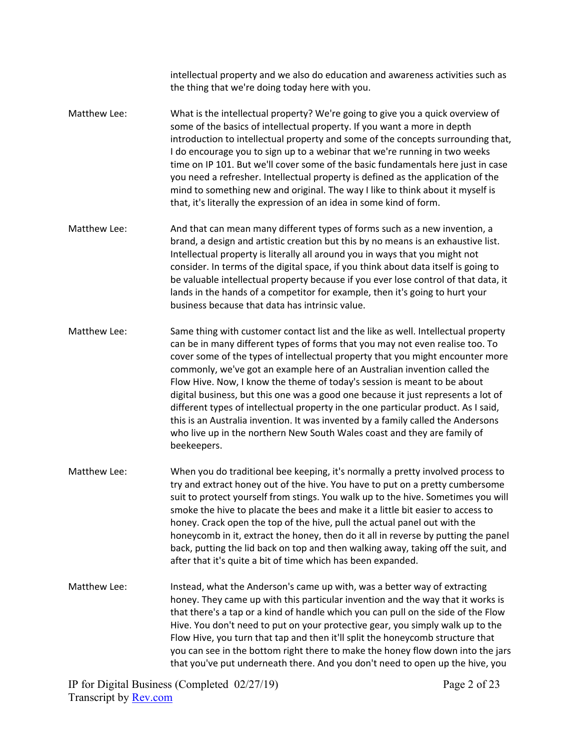intellectual property and we also do education and awareness activities such as the thing that we're doing today here with you.

Matthew Lee: What is the intellectual property? We're going to give you a quick overview of some of the basics of intellectual property. If you want a more in depth introduction to intellectual property and some of the concepts surrounding that, I do encourage you to sign up to a webinar that we're running in two weeks time on IP 101. But we'll cover some of the basic fundamentals here just in case you need a refresher. Intellectual property is defined as the application of the mind to something new and original. The way I like to think about it myself is that, it's literally the expression of an idea in some kind of form.

Matthew Lee: And that can mean many different types of forms such as a new invention, a brand, a design and artistic creation but this by no means is an exhaustive list. Intellectual property is literally all around you in ways that you might not consider. In terms of the digital space, if you think about data itself is going to be valuable intellectual property because if you ever lose control of that data, it lands in the hands of a competitor for example, then it's going to hurt your business because that data has intrinsic value.

Matthew Lee: Same thing with customer contact list and the like as well. Intellectual property can be in many different types of forms that you may not even realise too. To cover some of the types of intellectual property that you might encounter more commonly, we've got an example here of an Australian invention called the Flow Hive. Now, I know the theme of today's session is meant to be about digital business, but this one was a good one because it just represents a lot of different types of intellectual property in the one particular product. As I said, this is an Australia invention. It was invented by a family called the Andersons who live up in the northern New South Wales coast and they are family of beekeepers.

Matthew Lee: When you do traditional bee keeping, it's normally a pretty involved process to try and extract honey out of the hive. You have to put on a pretty cumbersome suit to protect yourself from stings. You walk up to the hive. Sometimes you will smoke the hive to placate the bees and make it a little bit easier to access to honey. Crack open the top of the hive, pull the actual panel out with the honeycomb in it, extract the honey, then do it all in reverse by putting the panel back, putting the lid back on top and then walking away, taking off the suit, and after that it's quite a bit of time which has been expanded.

Matthew Lee: Instead, what the Anderson's came up with, was a better way of extracting honey. They came up with this particular invention and the way that it works is that there's a tap or a kind of handle which you can pull on the side of the Flow Hive. You don't need to put on your protective gear, you simply walk up to the Flow Hive, you turn that tap and then it'll split the honeycomb structure that you can see in the bottom right there to make the honey flow down into the jars that you've put underneath there. And you don't need to open up the hive, you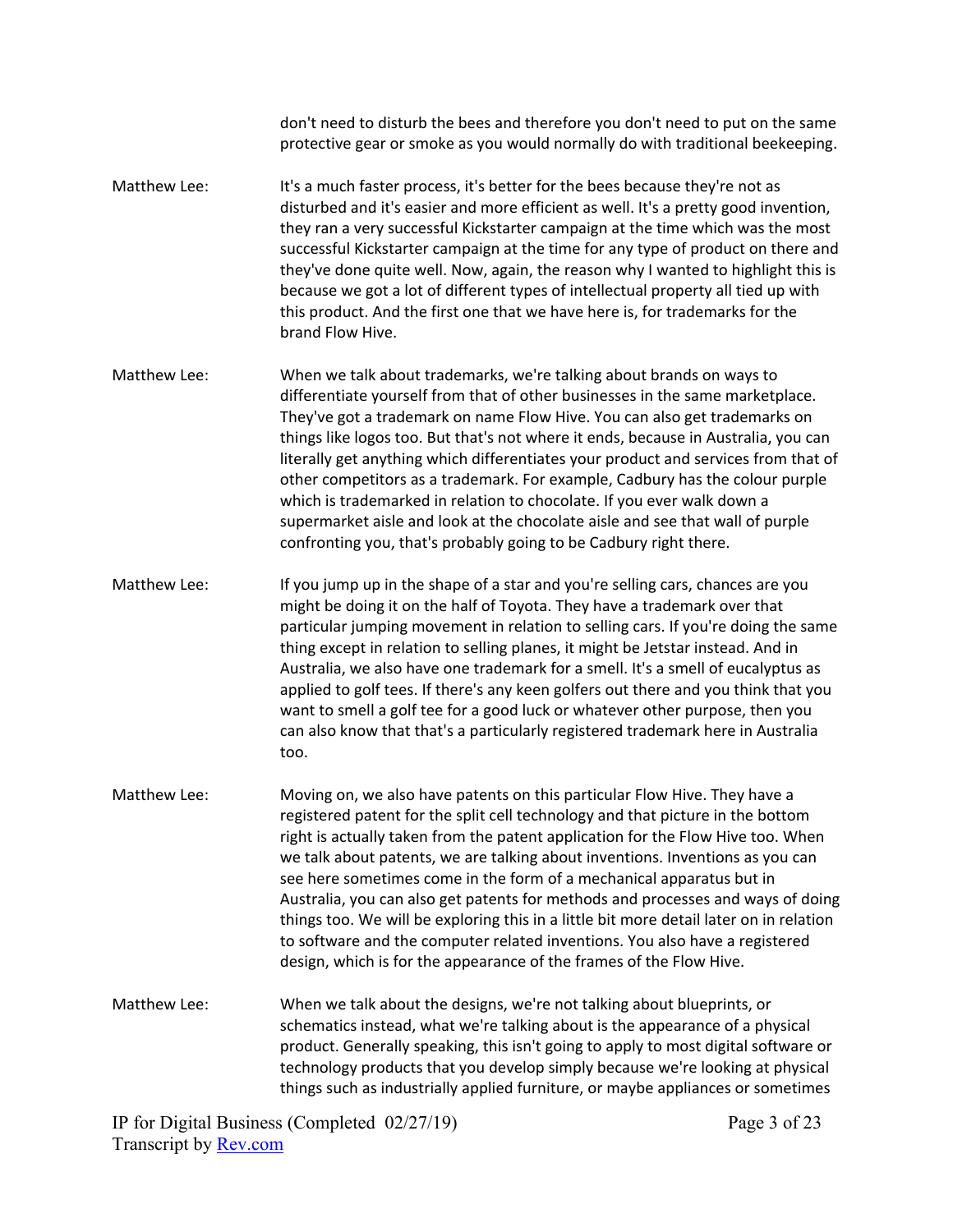don't need to disturb the bees and therefore you don't need to put on the same protective gear or smoke as you would normally do with traditional beekeeping.

Matthew Lee: It's a much faster process, it's better for the bees because they're not as disturbed and it's easier and more efficient as well. It's a pretty good invention, they ran a very successful Kickstarter campaign at the time which was the most successful Kickstarter campaign at the time for any type of product on there and they've done quite well. Now, again, the reason why I wanted to highlight this is because we got a lot of different types of intellectual property all tied up with this product. And the first one that we have here is, for trademarks for the brand Flow Hive.

Matthew Lee: When we talk about trademarks, we're talking about brands on ways to differentiate yourself from that of other businesses in the same marketplace. They've got a trademark on name Flow Hive. You can also get trademarks on things like logos too. But that's not where it ends, because in Australia, you can literally get anything which differentiates your product and services from that of other competitors as a trademark. For example, Cadbury has the colour purple which is trademarked in relation to chocolate. If you ever walk down a supermarket aisle and look at the chocolate aisle and see that wall of purple confronting you, that's probably going to be Cadbury right there.

Matthew Lee: If you jump up in the shape of a star and you're selling cars, chances are you might be doing it on the half of Toyota. They have a trademark over that particular jumping movement in relation to selling cars. If you're doing the same thing except in relation to selling planes, it might be Jetstar instead. And in Australia, we also have one trademark for a smell. It's a smell of eucalyptus as applied to golf tees. If there's any keen golfers out there and you think that you want to smell a golf tee for a good luck or whatever other purpose, then you can also know that that's a particularly registered trademark here in Australia too.

Matthew Lee: Moving on, we also have patents on this particular Flow Hive. They have a registered patent for the split cell technology and that picture in the bottom right is actually taken from the patent application for the Flow Hive too. When we talk about patents, we are talking about inventions. Inventions as you can see here sometimes come in the form of a mechanical apparatus but in Australia, you can also get patents for methods and processes and ways of doing things too. We will be exploring this in a little bit more detail later on in relation to software and the computer related inventions. You also have a registered design, which is for the appearance of the frames of the Flow Hive.

Matthew Lee: When we talk about the designs, we're not talking about blueprints, or schematics instead, what we're talking about is the appearance of a physical product. Generally speaking, this isn't going to apply to most digital software or technology products that you develop simply because we're looking at physical things such as industrially applied furniture, or maybe appliances or sometimes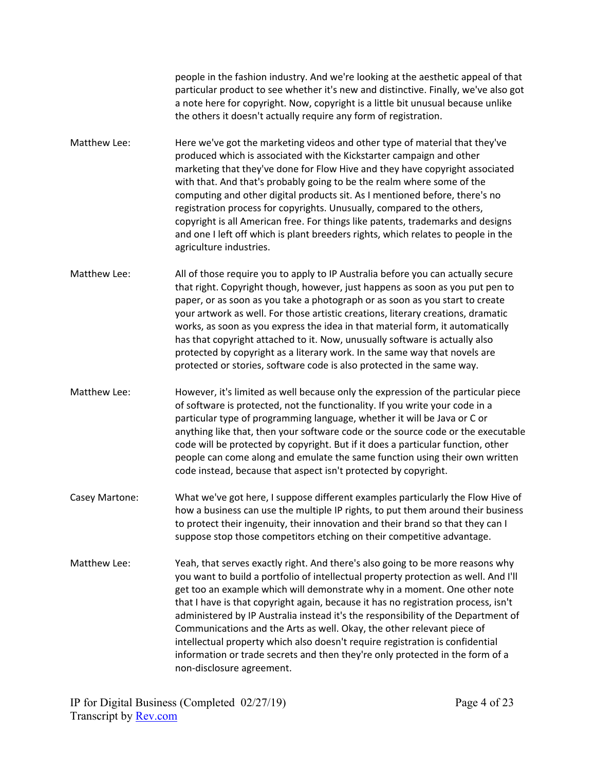people in the fashion industry. And we're looking at the aesthetic appeal of that particular product to see whether it's new and distinctive. Finally, we've also got a note here for copyright. Now, copyright is a little bit unusual because unlike the others it doesn't actually require any form of registration.

**Matthew Lee:** Here we've got the marketing videos and other type of material that they've produced which is associated with the Kickstarter campaign and other marketing that they've done for Flow Hive and they have copyright associated with that. And that's probably going to be the realm where some of the computing and other digital products sit. As I mentioned before, there's no registration process for copyrights. Unusually, compared to the others, copyright is all American free. For things like patents, trademarks and designs and one I left off which is plant breeders rights, which relates to people in the agriculture industries.

**Matthew Lee:** All of those require you to apply to IP Australia before you can actually secure that right. Copyright though, however, just happens as soon as you put pen to paper, or as soon as you take a photograph or as soon as you start to create your artwork as well. For those artistic creations, literary creations, dramatic works, as soon as you express the idea in that material form, it automatically has that copyright attached to it. Now, unusually software is actually also protected by copyright as a literary work. In the same way that novels are protected or stories, software code is also protected in the same way.

**Matthew Lee:** However, it's limited as well because only the expression of the particular piece of software is protected, not the functionality. If you write your code in a particular type of programming language, whether it will be Java or C or anything like that, then your software code or the source code or the executable code will be protected by copyright. But if it does a particular function, other people can come along and emulate the same function using their own written code instead, because that aspect isn't protected by copyright.

**Casey Martone:** What we've got here, I suppose different examples particularly the Flow Hive of how a business can use the multiple IP rights, to put them around their business to protect their ingenuity, their innovation and their brand so that they can I suppose stop those competitors etching on their competitive advantage.

**Matthew Lee:** Yeah, that serves exactly right. And there's also going to be more reasons why you want to build a portfolio of intellectual property protection as well. And I'll get too an example which will demonstrate why in a moment. One other note that I have is that copyright again, because it has no registration process, isn't administered by IP Australia instead it's the responsibility of the Department of Communications and the Arts as well. Okay, the other relevant piece of intellectual property which also doesn't require registration is confidential information or trade secrets and then they're only protected in the form of a non-disclosure agreement.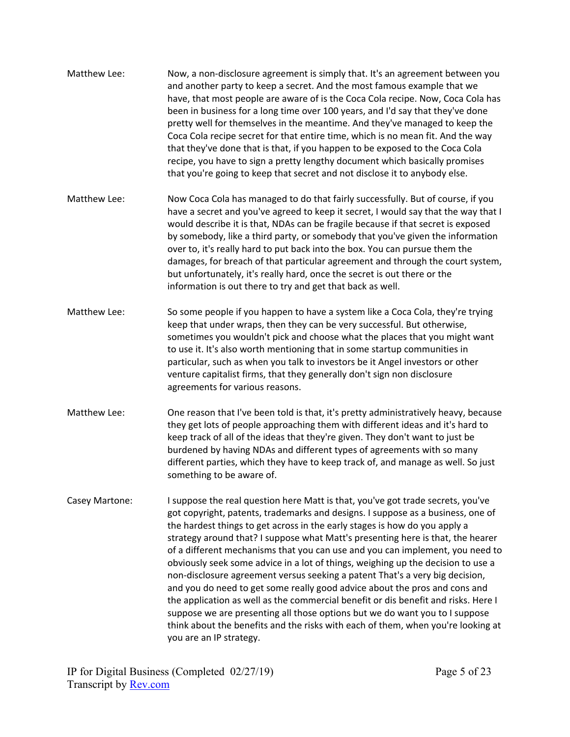Matthew Lee: Now, a non-disclosure agreement is simply that. It's an agreement between you and another party to keep a secret. And the most famous example that we have, that most people are aware of is the Coca Cola recipe. Now, Coca Cola has been in business for a long time over 100 years, and I'd say that they've done pretty well for themselves in the meantime. And they've managed to keep the Coca Cola recipe secret for that entire time, which is no mean fit. And the way that they've done that is that, if you happen to be exposed to the Coca Cola recipe, you have to sign a pretty lengthy document which basically promises that you're going to keep that secret and not disclose it to anybody else.

Matthew Lee: Now Coca Cola has managed to do that fairly successfully. But of course, if you have a secret and you've agreed to keep it secret, I would say that the way that I would describe it is that, NDAs can be fragile because if that secret is exposed by somebody, like a third party, or somebody that you've given the information over to, it's really hard to put back into the box. You can pursue them the damages, for breach of that particular agreement and through the court system, but unfortunately, it's really hard, once the secret is out there or the information is out there to try and get that back as well.

Matthew Lee: So some people if you happen to have a system like a Coca Cola, they're trying keep that under wraps, then they can be very successful. But otherwise, sometimes you wouldn't pick and choose what the places that you might want to use it. It's also worth mentioning that in some startup communities in particular, such as when you talk to investors be it Angel investors or other venture capitalist firms, that they generally don't sign non disclosure agreements for various reasons.

Matthew Lee: One reason that I've been told is that, it's pretty administratively heavy, because they get lots of people approaching them with different ideas and it's hard to keep track of all of the ideas that they're given. They don't want to just be burdened by having NDAs and different types of agreements with so many different parties, which they have to keep track of, and manage as well. So just something to be aware of.

Casey Martone: I suppose the real question here Matt is that, you've got trade secrets, you've got copyright, patents, trademarks and designs. I suppose as a business, one of the hardest things to get across in the early stages is how do you apply a strategy around that? I suppose what Matt's presenting here is that, the hearer of a different mechanisms that you can use and you can implement, you need to obviously seek some advice in a lot of things, weighing up the decision to use a non-disclosure agreement versus seeking a patent That's a very big decision, and you do need to get some really good advice about the pros and cons and the application as well as the commercial benefit or dis benefit and risks. Here I suppose we are presenting all those options but we do want you to I suppose think about the benefits and the risks with each of them, when you're looking at you are an IP strategy.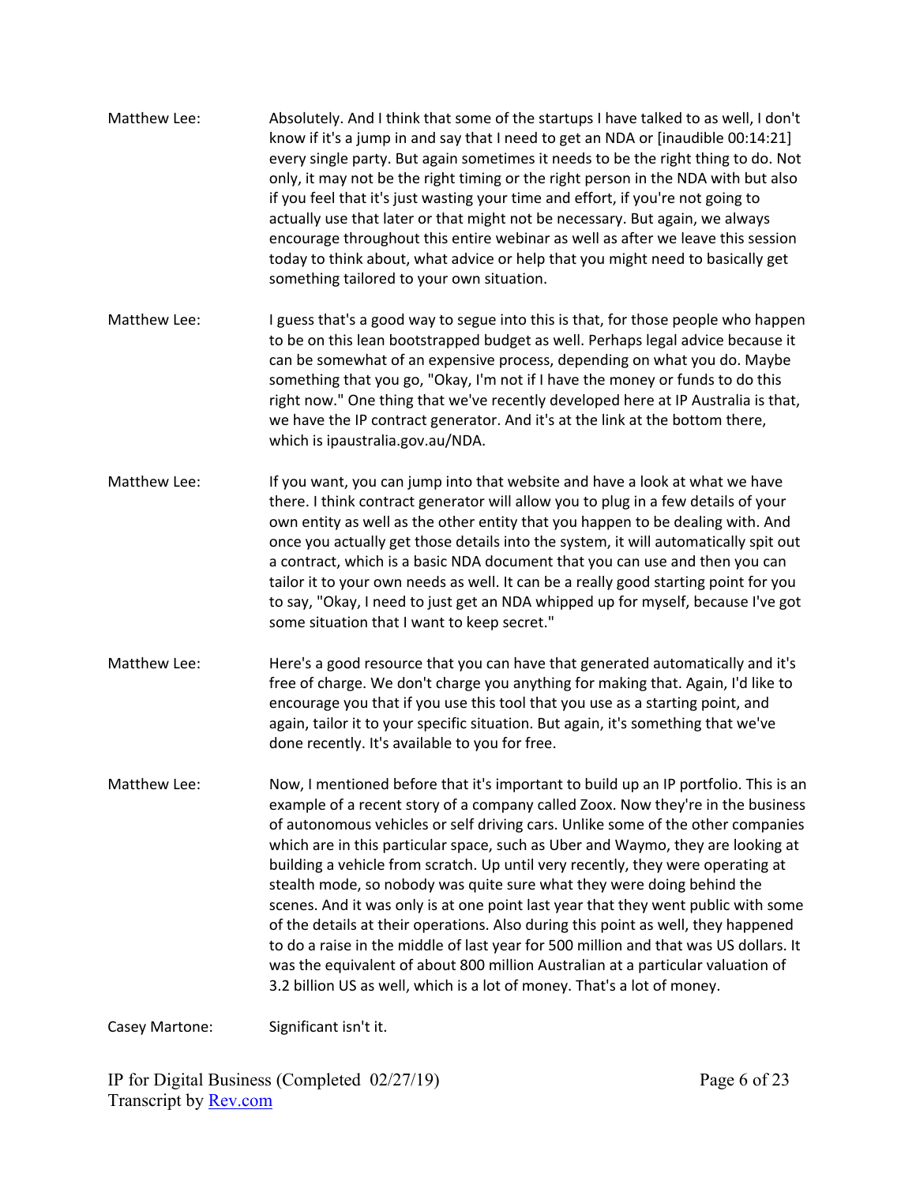Matthew Lee: Absolutely. And I think that some of the startups I have talked to as well, I don't know if it's a jump in and say that I need to get an NDA or [inaudible 00:14:21] every single party. But again sometimes it needs to be the right thing to do. Not only, it may not be the right timing or the right person in the NDA with but also if you feel that it's just wasting your time and effort, if you're not going to actually use that later or that might not be necessary. But again, we always encourage throughout this entire webinar as well as after we leave this session today to think about, what advice or help that you might need to basically get something tailored to your own situation.

Matthew Lee: I guess that's a good way to segue into this is that, for those people who happen to be on this lean bootstrapped budget as well. Perhaps legal advice because it can be somewhat of an expensive process, depending on what you do. Maybe something that you go, "Okay, I'm not if I have the money or funds to do this right now." One thing that we've recently developed here at IP Australia is that, we have the IP contract generator. And it's at the link at the bottom there, which is ipaustralia.gov.au/NDA.

Matthew Lee: If you want, you can jump into that website and have a look at what we have there. I think contract generator will allow you to plug in a few details of your own entity as well as the other entity that you happen to be dealing with. And once you actually get those details into the system, it will automatically spit out a contract, which is a basic NDA document that you can use and then you can tailor it to your own needs as well. It can be a really good starting point for you to say, "Okay, I need to just get an NDA whipped up for myself, because I've got some situation that I want to keep secret."

Matthew Lee: Here's a good resource that you can have that generated automatically and it's free of charge. We don't charge you anything for making that. Again, I'd like to encourage you that if you use this tool that you use as a starting point, and again, tailor it to your specific situation. But again, it's something that we've done recently. It's available to you for free.

Matthew Lee: Now, I mentioned before that it's important to build up an IP portfolio. This is an example of a recent story of a company called Zoox. Now they're in the business of autonomous vehicles or self driving cars. Unlike some of the other companies which are in this particular space, such as Uber and Waymo, they are looking at building a vehicle from scratch. Up until very recently, they were operating at stealth mode, so nobody was quite sure what they were doing behind the scenes. And it was only is at one point last year that they went public with some of the details at their operations. Also during this point as well, they happened to do a raise in the middle of last year for 500 million and that was US dollars. It was the equivalent of about 800 million Australian at a particular valuation of 3.2 billion US as well, which is a lot of money. That's a lot of money.

Casey Martone: Significant isn't it.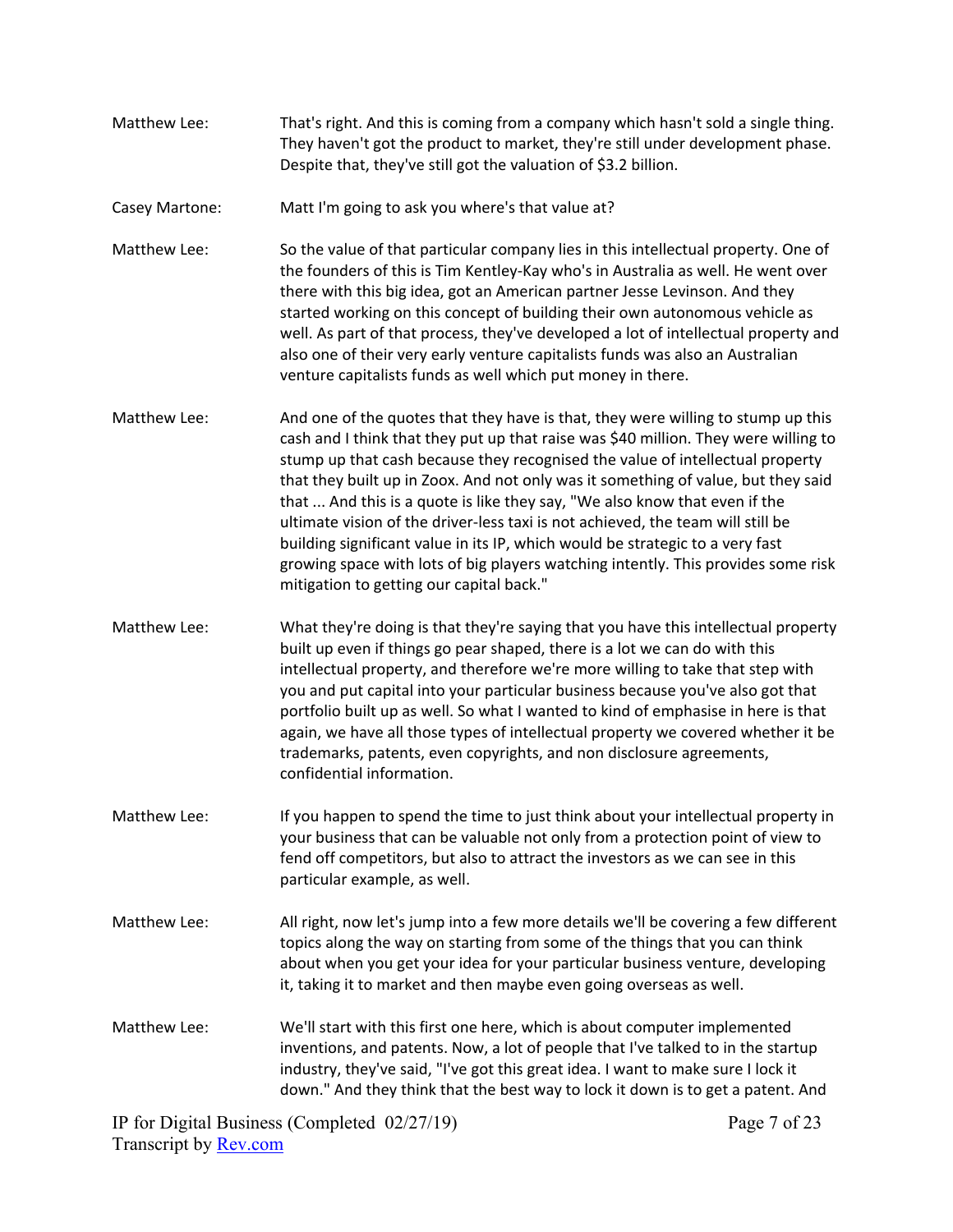Matthew Lee: That's right. And this is coming from a company which hasn't sold a single thing. They haven't got the product to market, they're still under development phase. Despite that, they've still got the valuation of $3.2 billion.

Casey Martone: Matt I'm going to ask you where's that value at?

Matthew Lee: So the value of that particular company lies in this intellectual property. One of the founders of this is Tim Kentley-Kay who's in Australia as well. He went over there with this big idea, got an American partner Jesse Levinson. And they started working on this concept of building their own autonomous vehicle as well. As part of that process, they've developed a lot of intellectual property and also one of their very early venture capitalists funds was also an Australian venture capitalists funds as well which put money in there.

Matthew Lee: And one of the quotes that they have is that, they were willing to stump up this cash and I think that they put up that raise was $40 million. They were willing to stump up that cash because they recognised the value of intellectual property that they built up in Zoox. And not only was it something of value, but they said that ... And this is a quote is like they say, "We also know that even if the ultimate vision of the driver-less taxi is not achieved, the team will still be building significant value in its IP, which would be strategic to a very fast growing space with lots of big players watching intently. This provides some risk mitigation to getting our capital back."

Matthew Lee: What they're doing is that they're saying that you have this intellectual property built up even if things go pear shaped, there is a lot we can do with this intellectual property, and therefore we're more willing to take that step with you and put capital into your particular business because you've also got that portfolio built up as well. So what I wanted to kind of emphasise in here is that again, we have all those types of intellectual property we covered whether it be trademarks, patents, even copyrights, and non disclosure agreements, confidential information.

Matthew Lee: If you happen to spend the time to just think about your intellectual property in your business that can be valuable not only from a protection point of view to fend off competitors, but also to attract the investors as we can see in this particular example, as well.

Matthew Lee: All right, now let's jump into a few more details we'll be covering a few different topics along the way on starting from some of the things that you can think about when you get your idea for your particular business venture, developing it, taking it to market and then maybe even going overseas as well.

Matthew Lee: We'll start with this first one here, which is about computer implemented inventions, and patents. Now, a lot of people that I've talked to in the startup industry, they've said, "I've got this great idea. I want to make sure I lock it down." And they think that the best way to lock it down is to get a patent. And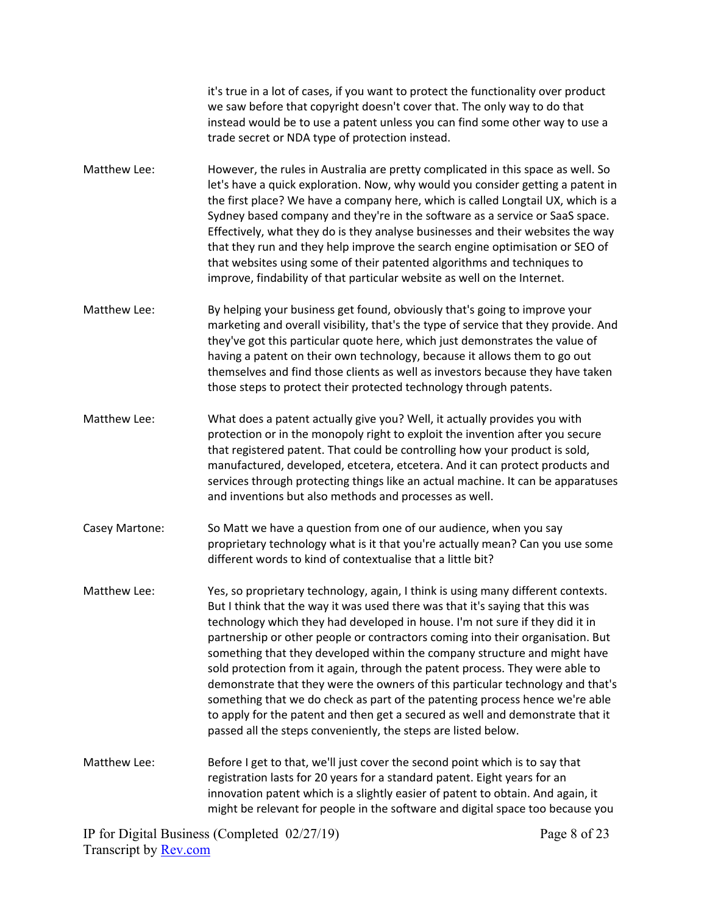it's true in a lot of cases, if you want to protect the functionality over product we saw before that copyright doesn't cover that. The only way to do that instead would be to use a patent unless you can find some other way to use a trade secret or NDA type of protection instead.

Matthew Lee: However, the rules in Australia are pretty complicated in this space as well. So let's have a quick exploration. Now, why would you consider getting a patent in the first place? We have a company here, which is called Longtail UX, which is a Sydney based company and they're in the software as a service or SaaS space. Effectively, what they do is they analyse businesses and their websites the way that they run and they help improve the search engine optimisation or SEO of that websites using some of their patented algorithms and techniques to improve, findability of that particular website as well on the Internet.

Matthew Lee: By helping your business get found, obviously that's going to improve your marketing and overall visibility, that's the type of service that they provide. And they've got this particular quote here, which just demonstrates the value of having a patent on their own technology, because it allows them to go out themselves and find those clients as well as investors because they have taken those steps to protect their protected technology through patents.

Matthew Lee: What does a patent actually give you? Well, it actually provides you with protection or in the monopoly right to exploit the invention after you secure that registered patent. That could be controlling how your product is sold, manufactured, developed, etcetera, etcetera. And it can protect products and services through protecting things like an actual machine. It can be apparatuses and inventions but also methods and processes as well.

Casey Martone: So Matt we have a question from one of our audience, when you say proprietary technology what is it that you're actually mean? Can you use some different words to kind of contextualise that a little bit?

Matthew Lee: Yes, so proprietary technology, again, I think is using many different contexts. But I think that the way it was used there was that it's saying that this was technology which they had developed in house. I'm not sure if they did it in partnership or other people or contractors coming into their organisation. But something that they developed within the company structure and might have sold protection from it again, through the patent process. They were able to demonstrate that they were the owners of this particular technology and that's something that we do check as part of the patenting process hence we're able to apply for the patent and then get a secured as well and demonstrate that it passed all the steps conveniently, the steps are listed below.

Matthew Lee: Before I get to that, we'll just cover the second point which is to say that registration lasts for 20 years for a standard patent. Eight years for an innovation patent which is a slightly easier of patent to obtain. And again, it might be relevant for people in the software and digital space too because you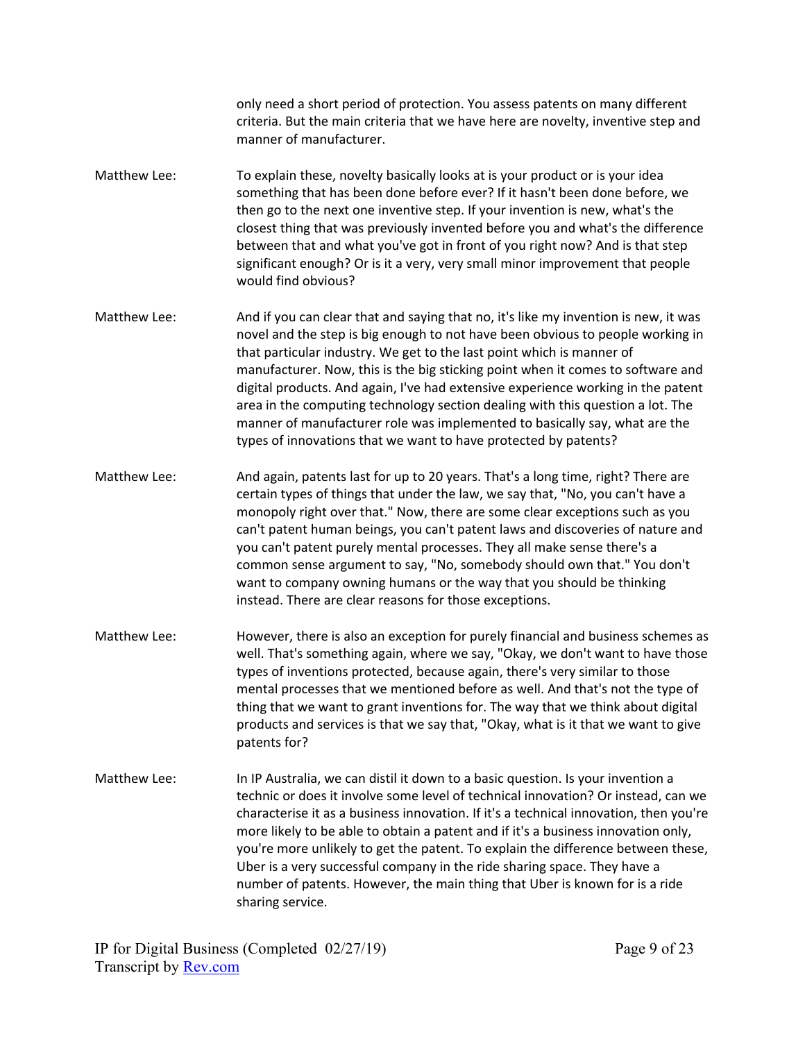only need a short period of protection. You assess patents on many different criteria. But the main criteria that we have here are novelty, inventive step and manner of manufacturer.

Matthew Lee: To explain these, novelty basically looks at is your product or is your idea something that has been done before ever? If it hasn't been done before, we then go to the next one inventive step. If your invention is new, what's the closest thing that was previously invented before you and what's the difference between that and what you've got in front of you right now? And is that step significant enough? Or is it a very, very small minor improvement that people would find obvious?

Matthew Lee: And if you can clear that and saying that no, it's like my invention is new, it was novel and the step is big enough to not have been obvious to people working in that particular industry. We get to the last point which is manner of manufacturer. Now, this is the big sticking point when it comes to software and digital products. And again, I've had extensive experience working in the patent area in the computing technology section dealing with this question a lot. The manner of manufacturer role was implemented to basically say, what are the types of innovations that we want to have protected by patents?

Matthew Lee: And again, patents last for up to 20 years. That's a long time, right? There are certain types of things that under the law, we say that, "No, you can't have a monopoly right over that." Now, there are some clear exceptions such as you can't patent human beings, you can't patent laws and discoveries of nature and you can't patent purely mental processes. They all make sense there's a common sense argument to say, "No, somebody should own that." You don't want to company owning humans or the way that you should be thinking instead. There are clear reasons for those exceptions.

Matthew Lee: However, there is also an exception for purely financial and business schemes as well. That's something again, where we say, "Okay, we don't want to have those types of inventions protected, because again, there's very similar to those mental processes that we mentioned before as well. And that's not the type of thing that we want to grant inventions for. The way that we think about digital products and services is that we say that, "Okay, what is it that we want to give patents for?

Matthew Lee: In IP Australia, we can distil it down to a basic question. Is your invention a technic or does it involve some level of technical innovation? Or instead, can we characterise it as a business innovation. If it's a technical innovation, then you're more likely to be able to obtain a patent and if it's a business innovation only, you're more unlikely to get the patent. To explain the difference between these, Uber is a very successful company in the ride sharing space. They have a number of patents. However, the main thing that Uber is known for is a ride sharing service.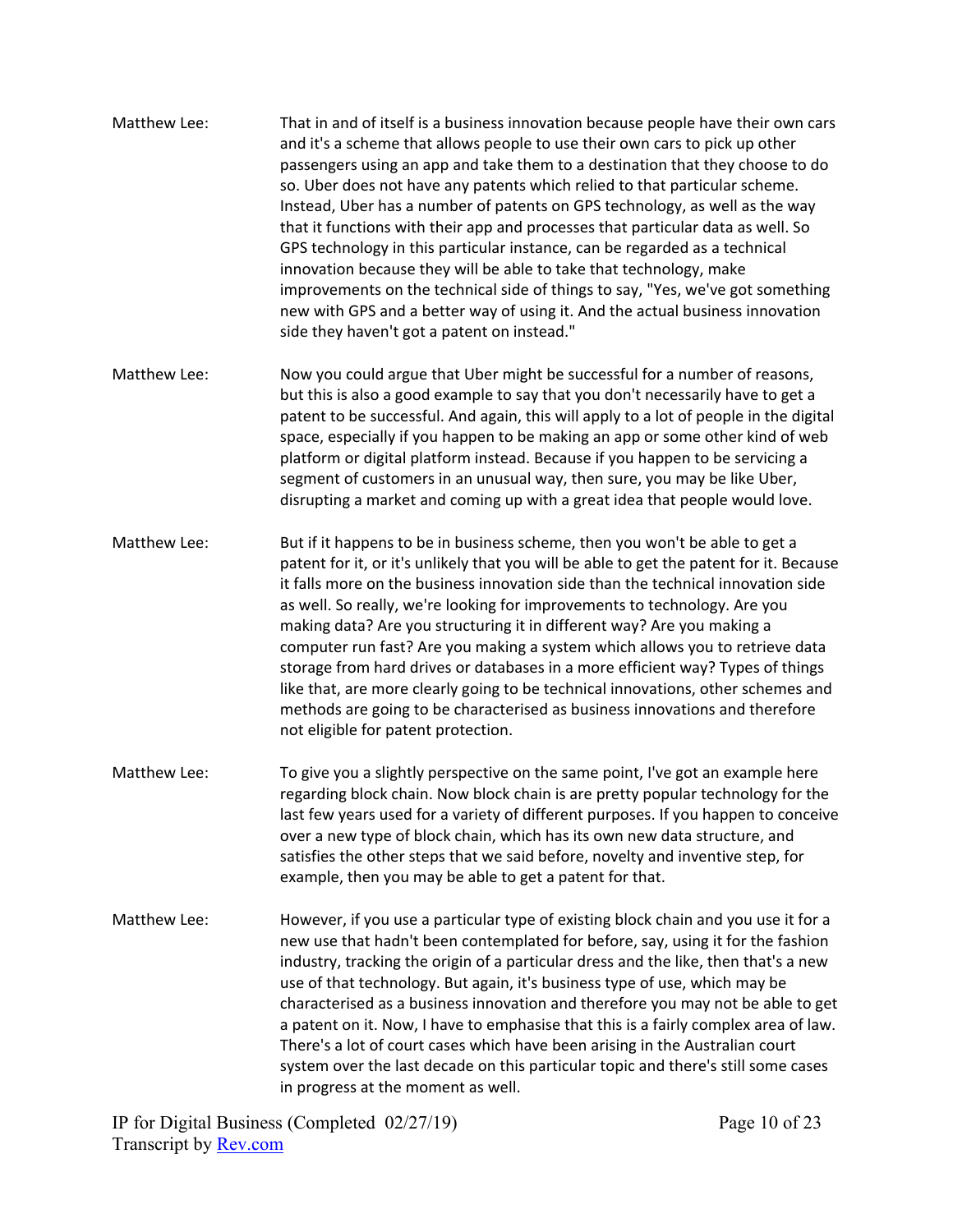Matthew Lee: That in and of itself is a business innovation because people have their own cars and it's a scheme that allows people to use their own cars to pick up other passengers using an app and take them to a destination that they choose to do so. Uber does not have any patents which relied to that particular scheme. Instead, Uber has a number of patents on GPS technology, as well as the way that it functions with their app and processes that particular data as well. So GPS technology in this particular instance, can be regarded as a technical innovation because they will be able to take that technology, make improvements on the technical side of things to say, "Yes, we've got something new with GPS and a better way of using it. And the actual business innovation side they haven't got a patent on instead."

Matthew Lee: Now you could argue that Uber might be successful for a number of reasons, but this is also a good example to say that you don't necessarily have to get a patent to be successful. And again, this will apply to a lot of people in the digital space, especially if you happen to be making an app or some other kind of web platform or digital platform instead. Because if you happen to be servicing a segment of customers in an unusual way, then sure, you may be like Uber, disrupting a market and coming up with a great idea that people would love.

Matthew Lee: But if it happens to be in business scheme, then you won't be able to get a patent for it, or it's unlikely that you will be able to get the patent for it. Because it falls more on the business innovation side than the technical innovation side as well. So really, we're looking for improvements to technology. Are you making data? Are you structuring it in different way? Are you making a computer run fast? Are you making a system which allows you to retrieve data storage from hard drives or databases in a more efficient way? Types of things like that, are more clearly going to be technical innovations, other schemes and methods are going to be characterised as business innovations and therefore not eligible for patent protection.

Matthew Lee: To give you a slightly perspective on the same point, I've got an example here regarding block chain. Now block chain is are pretty popular technology for the last few years used for a variety of different purposes. If you happen to conceive over a new type of block chain, which has its own new data structure, and satisfies the other steps that we said before, novelty and inventive step, for example, then you may be able to get a patent for that.

Matthew Lee: However, if you use a particular type of existing block chain and you use it for a new use that hadn't been contemplated for before, say, using it for the fashion industry, tracking the origin of a particular dress and the like, then that's a new use of that technology. But again, it's business type of use, which may be characterised as a business innovation and therefore you may not be able to get a patent on it. Now, I have to emphasise that this is a fairly complex area of law. There's a lot of court cases which have been arising in the Australian court system over the last decade on this particular topic and there's still some cases in progress at the moment as well.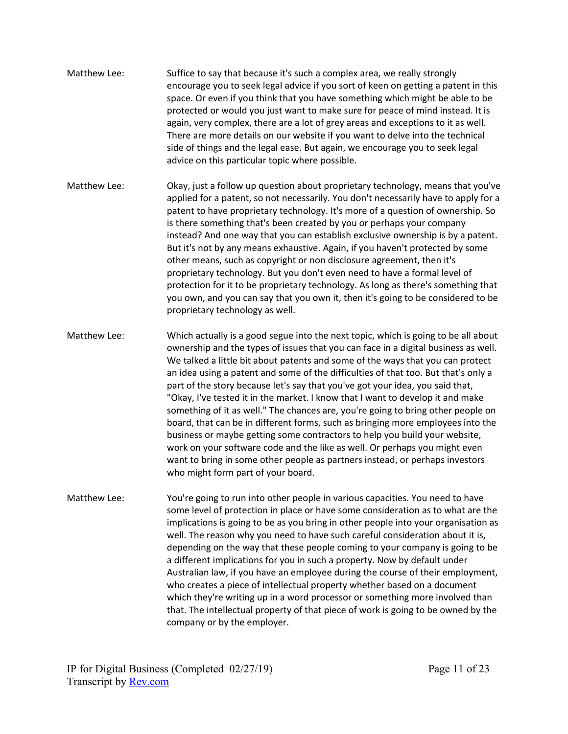Matthew Lee: Suffice to say that because it's such a complex area, we really strongly encourage you to seek legal advice if you sort of keen on getting a patent in this space. Or even if you think that you have something which might be able to be protected or would you just want to make sure for peace of mind instead. It is again, very complex, there are a lot of grey areas and exceptions to it as well. There are more details on our website if you want to delve into the technical side of things and the legal ease. But again, we encourage you to seek legal advice on this particular topic where possible.

Matthew Lee: Okay, just a follow up question about proprietary technology, means that you've applied for a patent, so not necessarily. You don't necessarily have to apply for a patent to have proprietary technology. It's more of a question of ownership. So is there something that's been created by you or perhaps your company instead? And one way that you can establish exclusive ownership is by a patent. But it's not by any means exhaustive. Again, if you haven't protected by some other means, such as copyright or non disclosure agreement, then it's proprietary technology. But you don't even need to have a formal level of protection for it to be proprietary technology. As long as there's something that you own, and you can say that you own it, then it's going to be considered to be proprietary technology as well.

Matthew Lee: Which actually is a good segue into the next topic, which is going to be all about ownership and the types of issues that you can face in a digital business as well. We talked a little bit about patents and some of the ways that you can protect an idea using a patent and some of the difficulties of that too. But that's only a part of the story because let's say that you've got your idea, you said that, "Okay, I've tested it in the market. I know that I want to develop it and make something of it as well." The chances are, you're going to bring other people on board, that can be in different forms, such as bringing more employees into the business or maybe getting some contractors to help you build your website, work on your software code and the like as well. Or perhaps you might even want to bring in some other people as partners instead, or perhaps investors who might form part of your board.

Matthew Lee: You're going to run into other people in various capacities. You need to have some level of protection in place or have some consideration as to what are the implications is going to be as you bring in other people into your organisation as well. The reason why you need to have such careful consideration about it is, depending on the way that these people coming to your company is going to be a different implications for you in such a property. Now by default under Australian law, if you have an employee during the course of their employment, who creates a piece of intellectual property whether based on a document which they're writing up in a word processor or something more involved than that. The intellectual property of that piece of work is going to be owned by the company or by the employer.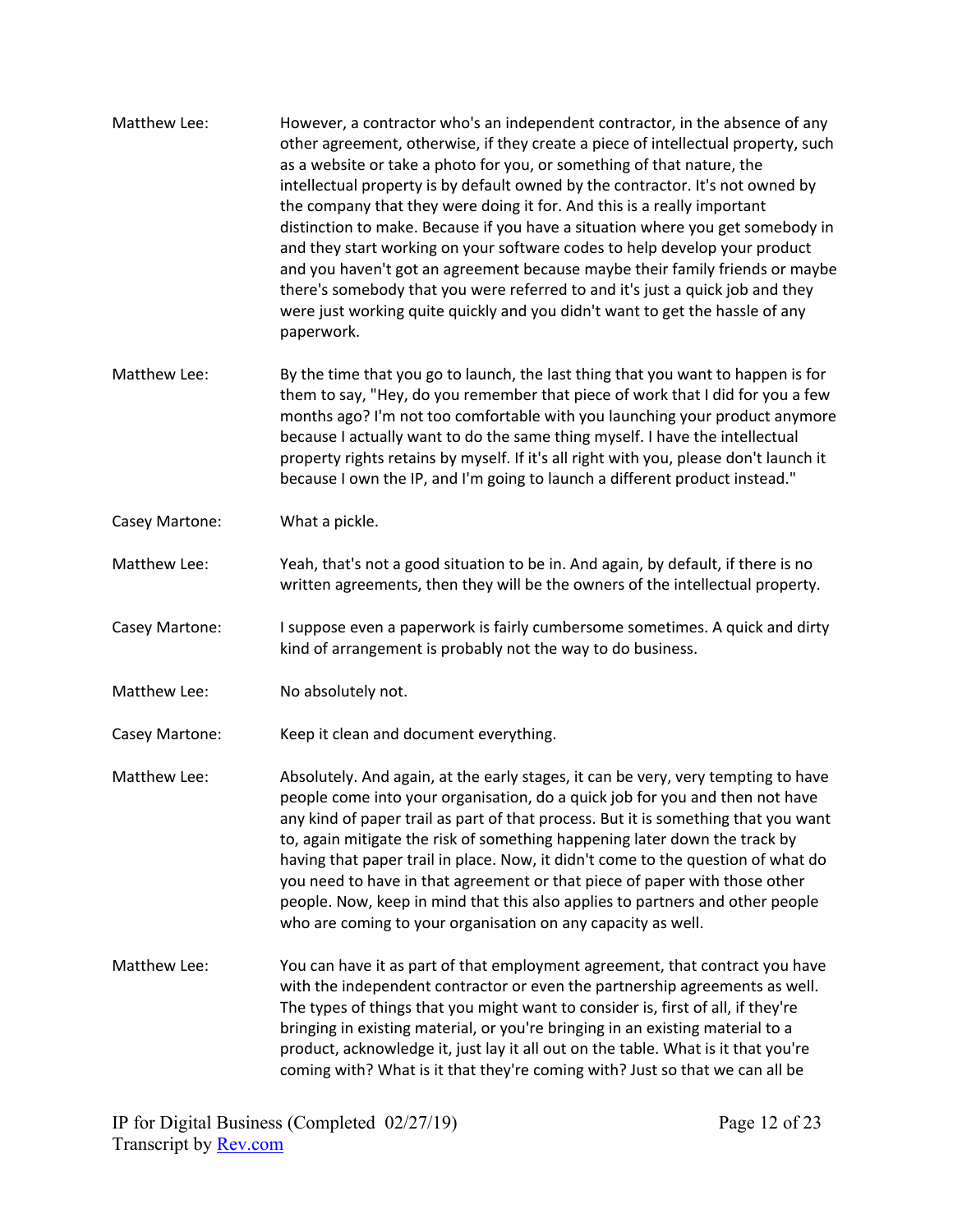Matthew Lee: However, a contractor who's an independent contractor, in the absence of any other agreement, otherwise, if they create a piece of intellectual property, such as a website or take a photo for you, or something of that nature, the intellectual property is by default owned by the contractor. It's not owned by the company that they were doing it for. And this is a really important distinction to make. Because if you have a situation where you get somebody in and they start working on your software codes to help develop your product and you haven't got an agreement because maybe their family friends or maybe there's somebody that you were referred to and it's just a quick job and they were just working quite quickly and you didn't want to get the hassle of any paperwork.

Matthew Lee: By the time that you go to launch, the last thing that you want to happen is for them to say, "Hey, do you remember that piece of work that I did for you a few months ago? I'm not too comfortable with you launching your product anymore because I actually want to do the same thing myself. I have the intellectual property rights retains by myself. If it's all right with you, please don't launch it because I own the IP, and I'm going to launch a different product instead."

Casey Martone: What a pickle.

Matthew Lee: Yeah, that's not a good situation to be in. And again, by default, if there is no written agreements, then they will be the owners of the intellectual property.

Casey Martone: I suppose even a paperwork is fairly cumbersome sometimes. A quick and dirty kind of arrangement is probably not the way to do business.

Matthew Lee: No absolutely not.

Casey Martone: Keep it clean and document everything.

Matthew Lee: Absolutely. And again, at the early stages, it can be very, very tempting to have people come into your organisation, do a quick job for you and then not have any kind of paper trail as part of that process. But it is something that you want to, again mitigate the risk of something happening later down the track by having that paper trail in place. Now, it didn't come to the question of what do you need to have in that agreement or that piece of paper with those other people. Now, keep in mind that this also applies to partners and other people who are coming to your organisation on any capacity as well.

Matthew Lee: You can have it as part of that employment agreement, that contract you have with the independent contractor or even the partnership agreements as well. The types of things that you might want to consider is, first of all, if they're bringing in existing material, or you're bringing in an existing material to a product, acknowledge it, just lay it all out on the table. What is it that you're coming with? What is it that they're coming with? Just so that we can all be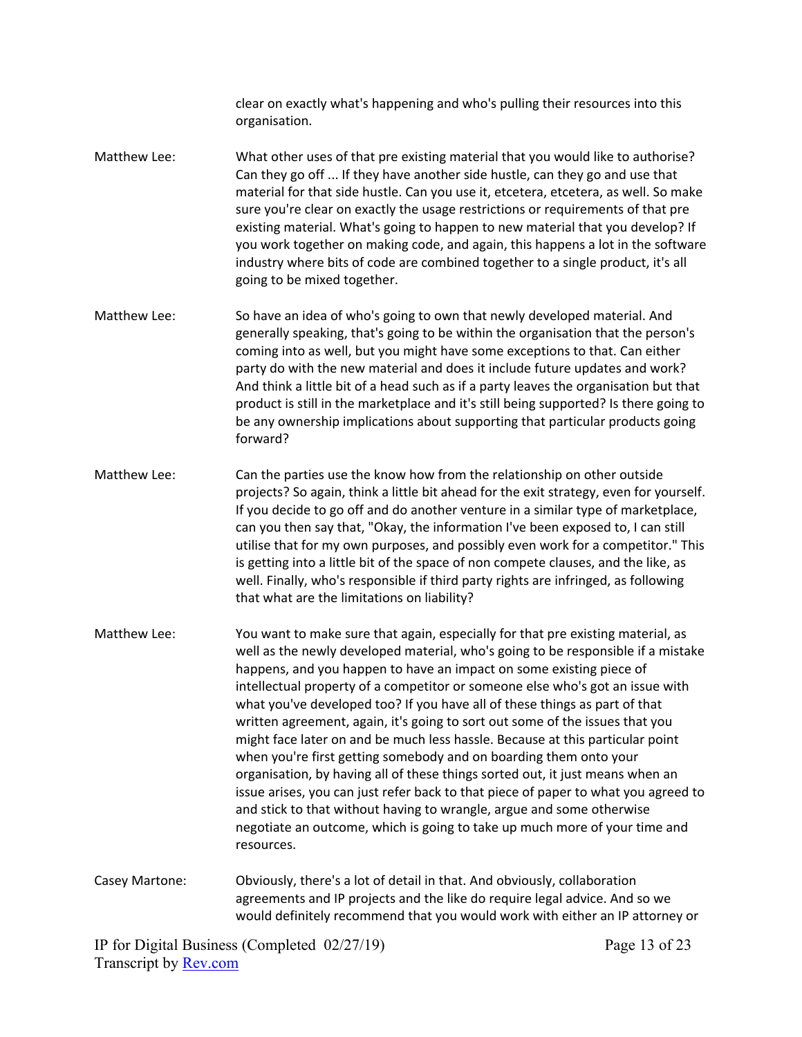clear on exactly what's happening and who's pulling their resources into this organisation.

Matthew Lee: What other uses of that pre existing material that you would like to authorise? Can they go off ... If they have another side hustle, can they go and use that material for that side hustle. Can you use it, etcetera, etcetera, as well. So make sure you're clear on exactly the usage restrictions or requirements of that pre existing material. What's going to happen to new material that you develop? If you work together on making code, and again, this happens a lot in the software industry where bits of code are combined together to a single product, it's all going to be mixed together.

Matthew Lee: So have an idea of who's going to own that newly developed material. And generally speaking, that's going to be within the organisation that the person's coming into as well, but you might have some exceptions to that. Can either party do with the new material and does it include future updates and work? And think a little bit of a head such as if a party leaves the organisation but that product is still in the marketplace and it's still being supported? Is there going to be any ownership implications about supporting that particular products going forward?

Matthew Lee: Can the parties use the know how from the relationship on other outside projects? So again, think a little bit ahead for the exit strategy, even for yourself. If you decide to go off and do another venture in a similar type of marketplace, can you then say that, "Okay, the information I've been exposed to, I can still utilise that for my own purposes, and possibly even work for a competitor." This is getting into a little bit of the space of non compete clauses, and the like, as well. Finally, who's responsible if third party rights are infringed, as following that what are the limitations on liability?

Matthew Lee: You want to make sure that again, especially for that pre existing material, as well as the newly developed material, who's going to be responsible if a mistake happens, and you happen to have an impact on some existing piece of intellectual property of a competitor or someone else who's got an issue with what you've developed too? If you have all of these things as part of that written agreement, again, it's going to sort out some of the issues that you might face later on and be much less hassle. Because at this particular point when you're first getting somebody and on boarding them onto your organisation, by having all of these things sorted out, it just means when an issue arises, you can just refer back to that piece of paper to what you agreed to and stick to that without having to wrangle, argue and some otherwise negotiate an outcome, which is going to take up much more of your time and resources.

Casey Martone: Obviously, there's a lot of detail in that. And obviously, collaboration agreements and IP projects and the like do require legal advice. And so we would definitely recommend that you would work with either an IP attorney or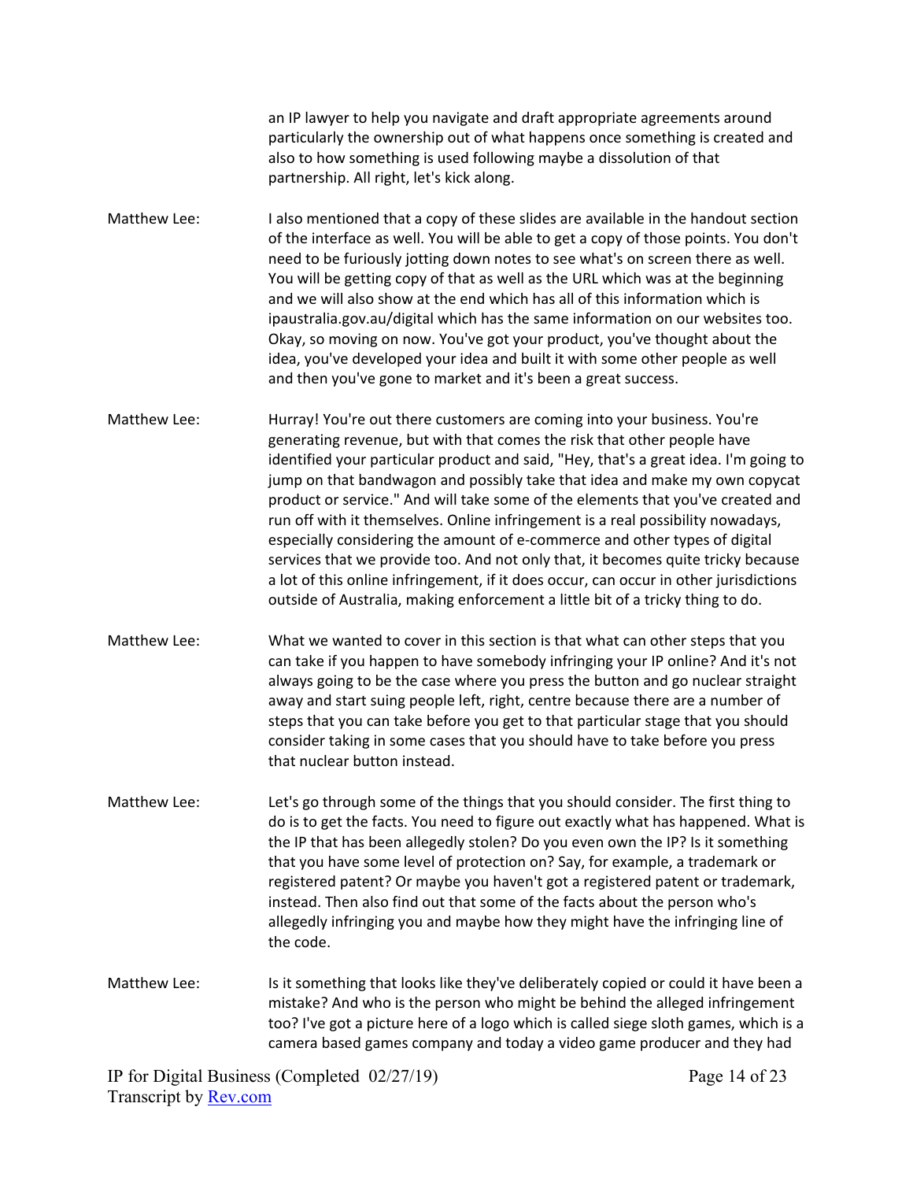an IP lawyer to help you navigate and draft appropriate agreements around particularly the ownership out of what happens once something is created and also to how something is used following maybe a dissolution of that partnership. All right, let's kick along.

Matthew Lee: I also mentioned that a copy of these slides are available in the handout section of the interface as well. You will be able to get a copy of those points. You don't need to be furiously jotting down notes to see what's on screen there as well. You will be getting copy of that as well as the URL which was at the beginning and we will also show at the end which has all of this information which is ipaustralia.gov.au/digital which has the same information on our websites too. Okay, so moving on now. You've got your product, you've thought about the idea, you've developed your idea and built it with some other people as well and then you've gone to market and it's been a great success.

Matthew Lee: Hurray! You're out there customers are coming into your business. You're generating revenue, but with that comes the risk that other people have identified your particular product and said, "Hey, that's a great idea. I'm going to jump on that bandwagon and possibly take that idea and make my own copycat product or service." And will take some of the elements that you've created and run off with it themselves. Online infringement is a real possibility nowadays, especially considering the amount of e-commerce and other types of digital services that we provide too. And not only that, it becomes quite tricky because a lot of this online infringement, if it does occur, can occur in other jurisdictions outside of Australia, making enforcement a little bit of a tricky thing to do.

Matthew Lee: What we wanted to cover in this section is that what can other steps that you can take if you happen to have somebody infringing your IP online? And it's not always going to be the case where you press the button and go nuclear straight away and start suing people left, right, centre because there are a number of steps that you can take before you get to that particular stage that you should consider taking in some cases that you should have to take before you press that nuclear button instead.

Matthew Lee: Let's go through some of the things that you should consider. The first thing to do is to get the facts. You need to figure out exactly what has happened. What is the IP that has been allegedly stolen? Do you even own the IP? Is it something that you have some level of protection on? Say, for example, a trademark or registered patent? Or maybe you haven't got a registered patent or trademark, instead. Then also find out that some of the facts about the person who's allegedly infringing you and maybe how they might have the infringing line of the code.

Matthew Lee: Is it something that looks like they've deliberately copied or could it have been a mistake? And who is the person who might be behind the alleged infringement too? I've got a picture here of a logo which is called siege sloth games, which is a camera based games company and today a video game producer and they had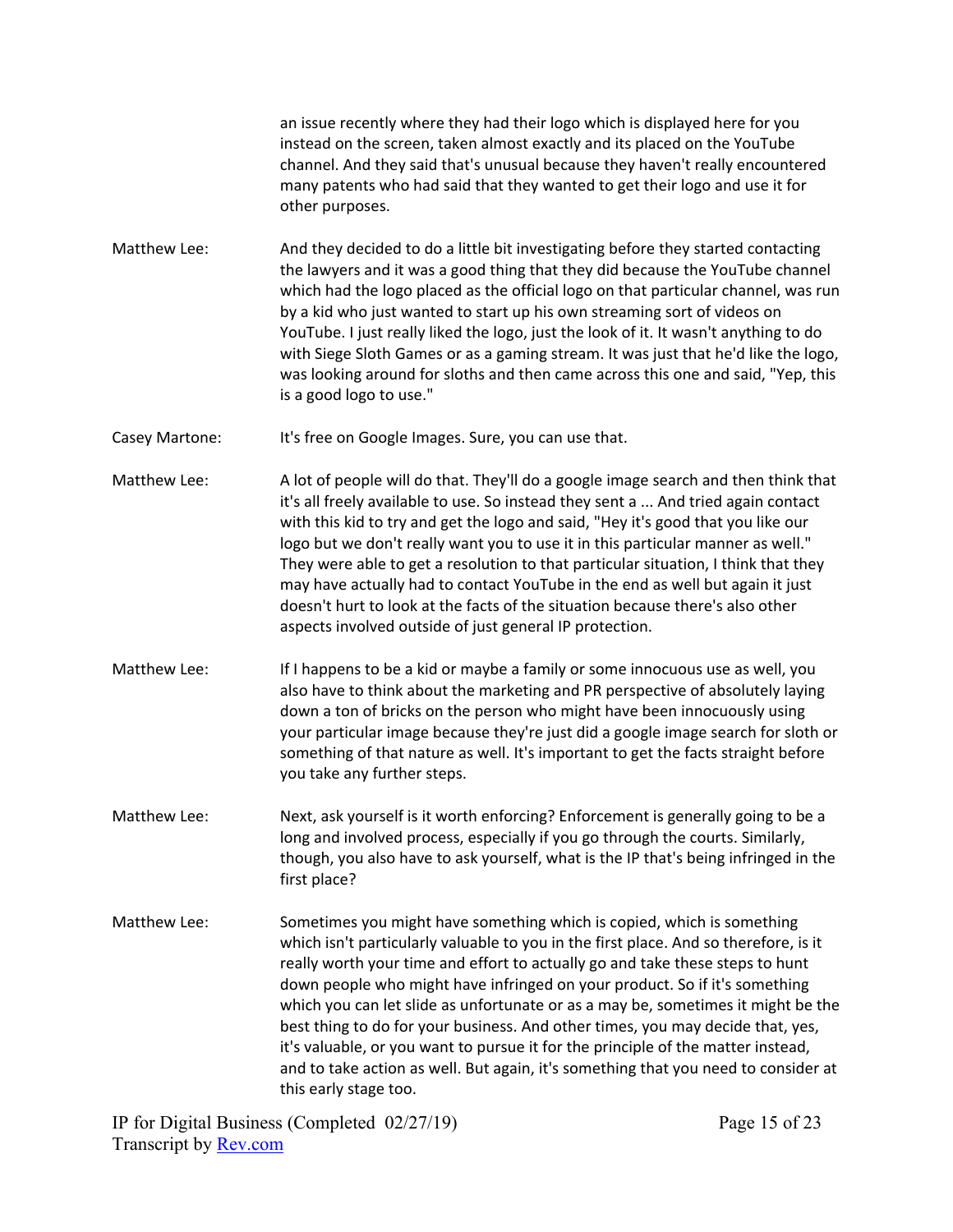an issue recently where they had their logo which is displayed here for you instead on the screen, taken almost exactly and its placed on the YouTube channel. And they said that's unusual because they haven't really encountered many patents who had said that they wanted to get their logo and use it for other purposes.

Matthew Lee: And they decided to do a little bit investigating before they started contacting the lawyers and it was a good thing that they did because the YouTube channel which had the logo placed as the official logo on that particular channel, was run by a kid who just wanted to start up his own streaming sort of videos on YouTube. I just really liked the logo, just the look of it. It wasn't anything to do with Siege Sloth Games or as a gaming stream. It was just that he'd like the logo, was looking around for sloths and then came across this one and said, "Yep, this is a good logo to use."

Casey Martone: It's free on Google Images. Sure, you can use that.

Matthew Lee: A lot of people will do that. They'll do a google image search and then think that it's all freely available to use. So instead they sent a ... And tried again contact with this kid to try and get the logo and said, "Hey it's good that you like our logo but we don't really want you to use it in this particular manner as well." They were able to get a resolution to that particular situation, I think that they may have actually had to contact YouTube in the end as well but again it just doesn't hurt to look at the facts of the situation because there's also other aspects involved outside of just general IP protection.

Matthew Lee: If I happens to be a kid or maybe a family or some innocuous use as well, you also have to think about the marketing and PR perspective of absolutely laying down a ton of bricks on the person who might have been innocuously using your particular image because they're just did a google image search for sloth or something of that nature as well. It's important to get the facts straight before you take any further steps.

Matthew Lee: Next, ask yourself is it worth enforcing? Enforcement is generally going to be a long and involved process, especially if you go through the courts. Similarly, though, you also have to ask yourself, what is the IP that's being infringed in the first place?

Matthew Lee: Sometimes you might have something which is copied, which is something which isn't particularly valuable to you in the first place. And so therefore, is it really worth your time and effort to actually go and take these steps to hunt down people who might have infringed on your product. So if it's something which you can let slide as unfortunate or as a may be, sometimes it might be the best thing to do for your business. And other times, you may decide that, yes, it's valuable, or you want to pursue it for the principle of the matter instead, and to take action as well. But again, it's something that you need to consider at this early stage too.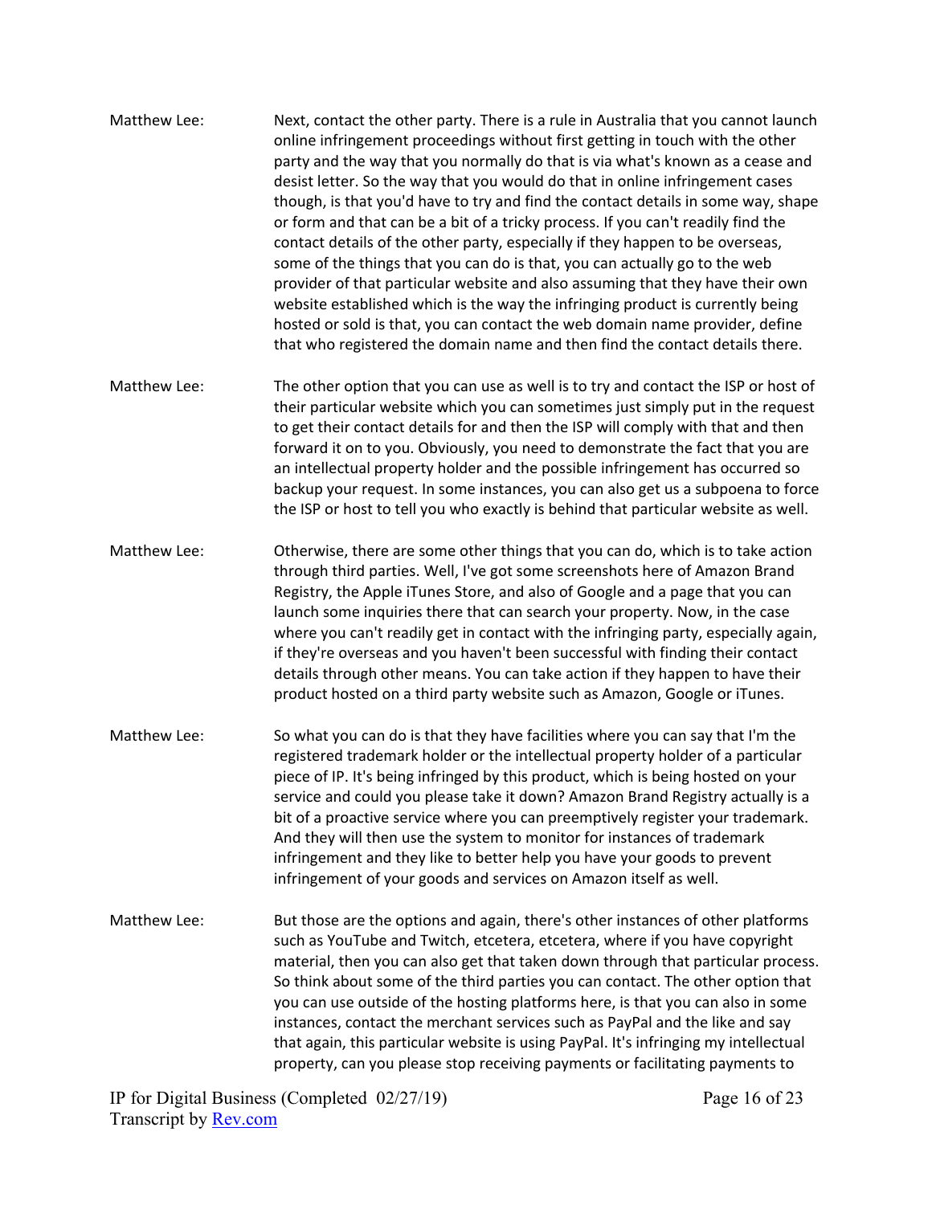Matthew Lee: Next, contact the other party. There is a rule in Australia that you cannot launch online infringement proceedings without first getting in touch with the other party and the way that you normally do that is via what's known as a cease and desist letter. So the way that you would do that in online infringement cases though, is that you'd have to try and find the contact details in some way, shape or form and that can be a bit of a tricky process. If you can't readily find the contact details of the other party, especially if they happen to be overseas, some of the things that you can do is that, you can actually go to the web provider of that particular website and also assuming that they have their own website established which is the way the infringing product is currently being hosted or sold is that, you can contact the web domain name provider, define that who registered the domain name and then find the contact details there.

Matthew Lee: The other option that you can use as well is to try and contact the ISP or host of their particular website which you can sometimes just simply put in the request to get their contact details for and then the ISP will comply with that and then forward it on to you. Obviously, you need to demonstrate the fact that you are an intellectual property holder and the possible infringement has occurred so backup your request. In some instances, you can also get us a subpoena to force the ISP or host to tell you who exactly is behind that particular website as well.

Matthew Lee: Otherwise, there are some other things that you can do, which is to take action through third parties. Well, I've got some screenshots here of Amazon Brand Registry, the Apple iTunes Store, and also of Google and a page that you can launch some inquiries there that can search your property. Now, in the case where you can't readily get in contact with the infringing party, especially again, if they're overseas and you haven't been successful with finding their contact details through other means. You can take action if they happen to have their product hosted on a third party website such as Amazon, Google or iTunes.

Matthew Lee: So what you can do is that they have facilities where you can say that I'm the registered trademark holder or the intellectual property holder of a particular piece of IP. It's being infringed by this product, which is being hosted on your service and could you please take it down? Amazon Brand Registry actually is a bit of a proactive service where you can preemptively register your trademark. And they will then use the system to monitor for instances of trademark infringement and they like to better help you have your goods to prevent infringement of your goods and services on Amazon itself as well.

Matthew Lee: But those are the options and again, there's other instances of other platforms such as YouTube and Twitch, etcetera, etcetera, where if you have copyright material, then you can also get that taken down through that particular process. So think about some of the third parties you can contact. The other option that you can use outside of the hosting platforms here, is that you can also in some instances, contact the merchant services such as PayPal and the like and say that again, this particular website is using PayPal. It's infringing my intellectual property, can you please stop receiving payments or facilitating payments to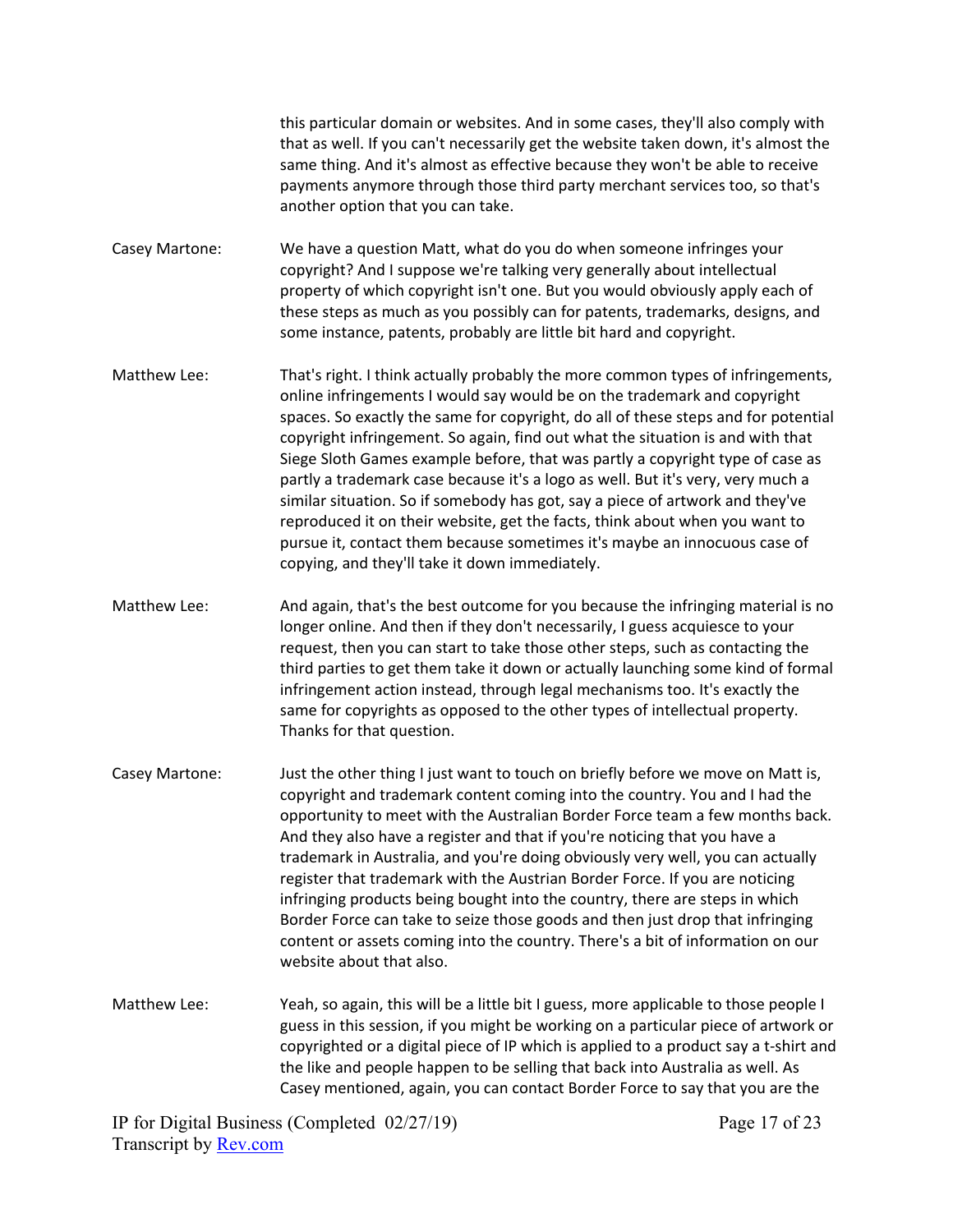this particular domain or websites. And in some cases, they'll also comply with that as well. If you can't necessarily get the website taken down, it's almost the same thing. And it's almost as effective because they won't be able to receive payments anymore through those third party merchant services too, so that's another option that you can take.

Casey Martone: We have a question Matt, what do you do when someone infringes your copyright? And I suppose we're talking very generally about intellectual property of which copyright isn't one. But you would obviously apply each of these steps as much as you possibly can for patents, trademarks, designs, and some instance, patents, probably are little bit hard and copyright.

Matthew Lee: That's right. I think actually probably the more common types of infringements, online infringements I would say would be on the trademark and copyright spaces. So exactly the same for copyright, do all of these steps and for potential copyright infringement. So again, find out what the situation is and with that Siege Sloth Games example before, that was partly a copyright type of case as partly a trademark case because it's a logo as well. But it's very, very much a similar situation. So if somebody has got, say a piece of artwork and they've reproduced it on their website, get the facts, think about when you want to pursue it, contact them because sometimes it's maybe an innocuous case of copying, and they'll take it down immediately.

Matthew Lee: And again, that's the best outcome for you because the infringing material is no longer online. And then if they don't necessarily, I guess acquiesce to your request, then you can start to take those other steps, such as contacting the third parties to get them take it down or actually launching some kind of formal infringement action instead, through legal mechanisms too. It's exactly the same for copyrights as opposed to the other types of intellectual property. Thanks for that question.

Casey Martone: Just the other thing I just want to touch on briefly before we move on Matt is, copyright and trademark content coming into the country. You and I had the opportunity to meet with the Australian Border Force team a few months back. And they also have a register and that if you're noticing that you have a trademark in Australia, and you're doing obviously very well, you can actually register that trademark with the Austrian Border Force. If you are noticing infringing products being bought into the country, there are steps in which Border Force can take to seize those goods and then just drop that infringing content or assets coming into the country. There's a bit of information on our website about that also.

Matthew Lee: Yeah, so again, this will be a little bit I guess, more applicable to those people I guess in this session, if you might be working on a particular piece of artwork or copyrighted or a digital piece of IP which is applied to a product say a t-shirt and the like and people happen to be selling that back into Australia as well. As Casey mentioned, again, you can contact Border Force to say that you are the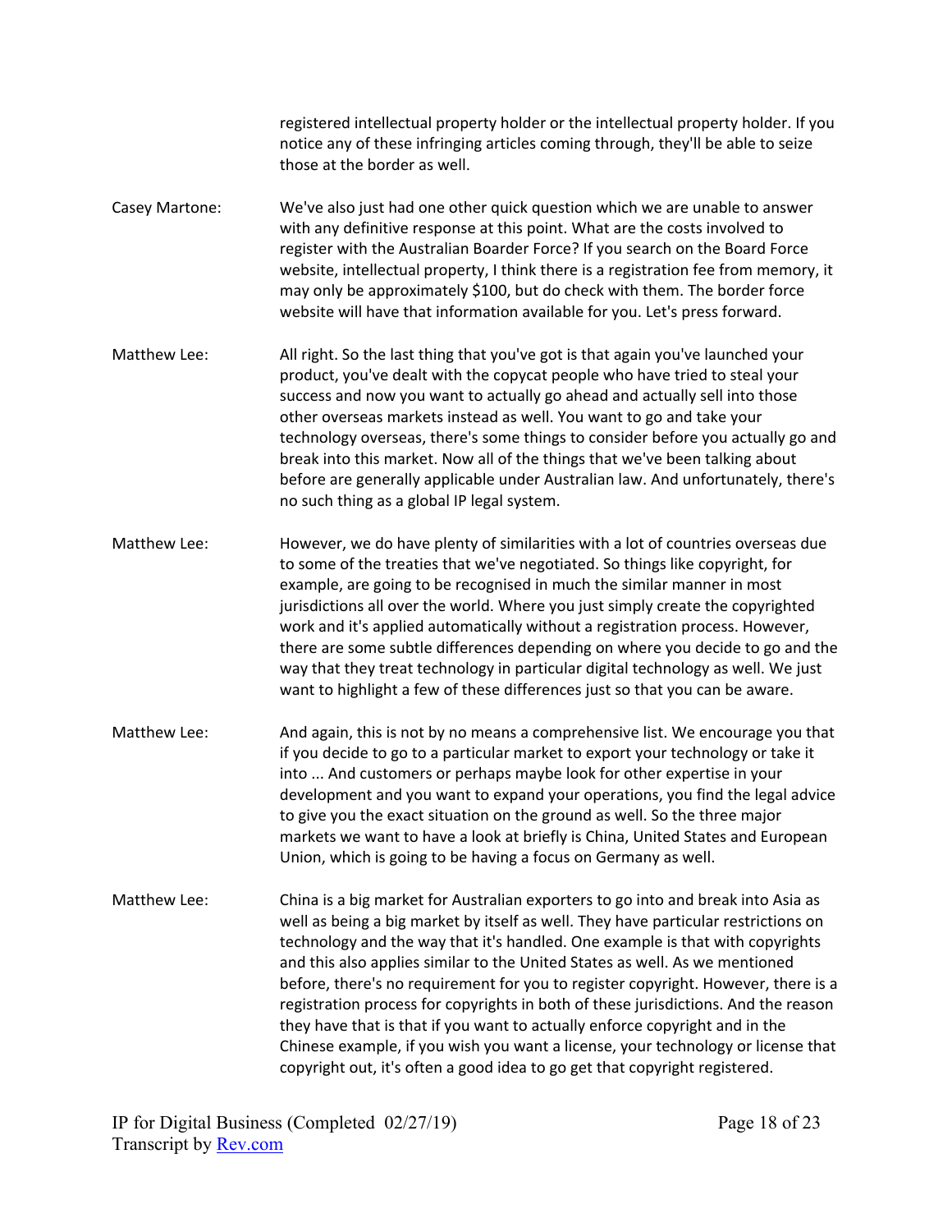registered intellectual property holder or the intellectual property holder. If you notice any of these infringing articles coming through, they'll be able to seize those at the border as well.

Casey Martone: We've also just had one other quick question which we are unable to answer with any definitive response at this point. What are the costs involved to register with the Australian Boarder Force? If you search on the Board Force website, intellectual property, I think there is a registration fee from memory, it may only be approximately $100, but do check with them. The border force website will have that information available for you. Let's press forward.

Matthew Lee: All right. So the last thing that you've got is that again you've launched your product, you've dealt with the copycat people who have tried to steal your success and now you want to actually go ahead and actually sell into those other overseas markets instead as well. You want to go and take your technology overseas, there's some things to consider before you actually go and break into this market. Now all of the things that we've been talking about before are generally applicable under Australian law. And unfortunately, there's no such thing as a global IP legal system.

Matthew Lee: However, we do have plenty of similarities with a lot of countries overseas due to some of the treaties that we've negotiated. So things like copyright, for example, are going to be recognised in much the similar manner in most jurisdictions all over the world. Where you just simply create the copyrighted work and it's applied automatically without a registration process. However, there are some subtle differences depending on where you decide to go and the way that they treat technology in particular digital technology as well. We just want to highlight a few of these differences just so that you can be aware.

Matthew Lee: And again, this is not by no means a comprehensive list. We encourage you that if you decide to go to a particular market to export your technology or take it into ... And customers or perhaps maybe look for other expertise in your development and you want to expand your operations, you find the legal advice to give you the exact situation on the ground as well. So the three major markets we want to have a look at briefly is China, United States and European Union, which is going to be having a focus on Germany as well.

Matthew Lee: China is a big market for Australian exporters to go into and break into Asia as well as being a big market by itself as well. They have particular restrictions on technology and the way that it's handled. One example is that with copyrights and this also applies similar to the United States as well. As we mentioned before, there's no requirement for you to register copyright. However, there is a registration process for copyrights in both of these jurisdictions. And the reason they have that is that if you want to actually enforce copyright and in the Chinese example, if you wish you want a license, your technology or license that copyright out, it's often a good idea to go get that copyright registered.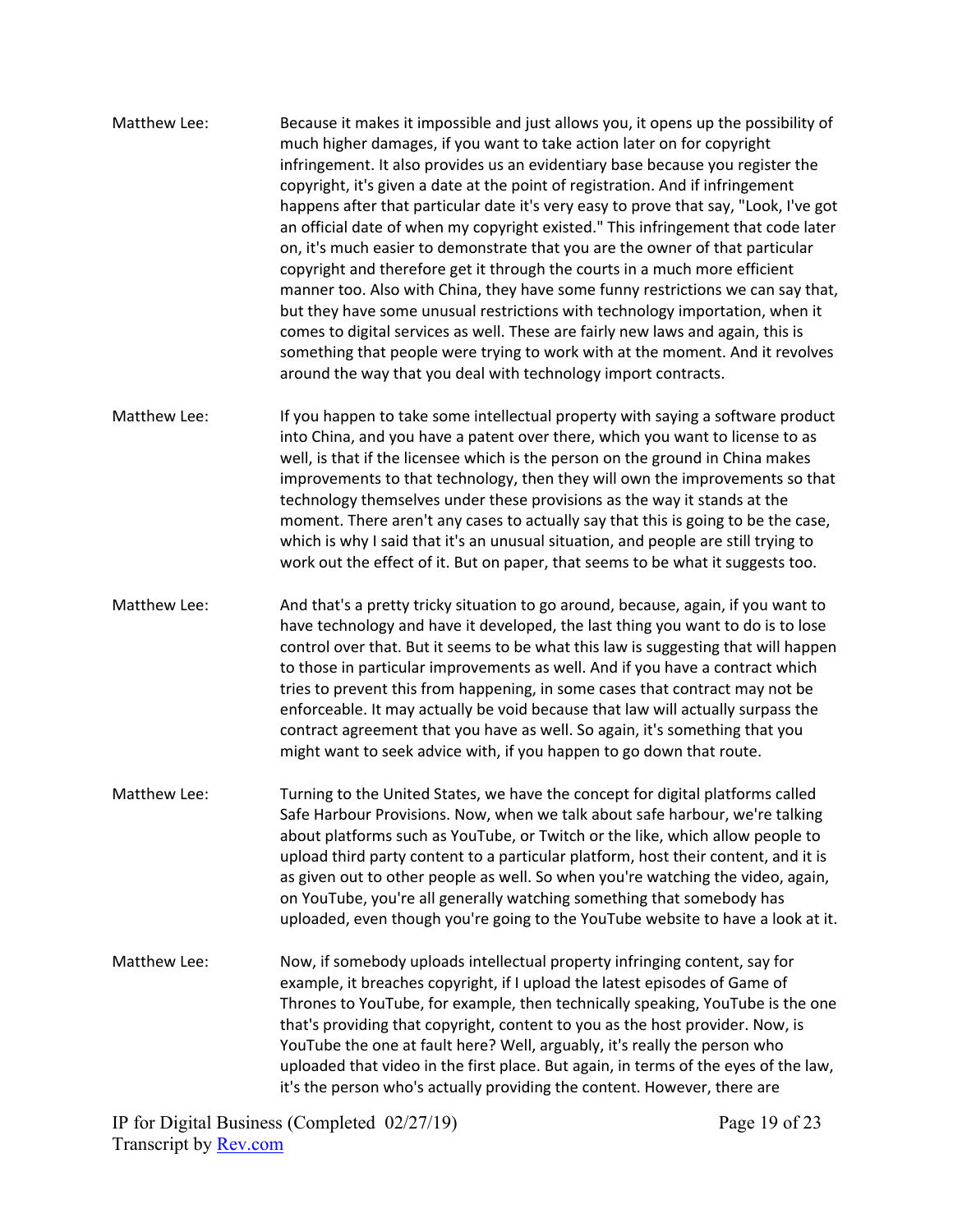Matthew Lee: Because it makes it impossible and just allows you, it opens up the possibility of much higher damages, if you want to take action later on for copyright infringement. It also provides us an evidentiary base because you register the copyright, it's given a date at the point of registration. And if infringement happens after that particular date it's very easy to prove that say, "Look, I've got an official date of when my copyright existed." This infringement that code later on, it's much easier to demonstrate that you are the owner of that particular copyright and therefore get it through the courts in a much more efficient manner too. Also with China, they have some funny restrictions we can say that, but they have some unusual restrictions with technology importation, when it comes to digital services as well. These are fairly new laws and again, this is something that people were trying to work with at the moment. And it revolves around the way that you deal with technology import contracts.

Matthew Lee: If you happen to take some intellectual property with saying a software product into China, and you have a patent over there, which you want to license to as well, is that if the licensee which is the person on the ground in China makes improvements to that technology, then they will own the improvements so that technology themselves under these provisions as the way it stands at the moment. There aren't any cases to actually say that this is going to be the case, which is why I said that it's an unusual situation, and people are still trying to work out the effect of it. But on paper, that seems to be what it suggests too.

Matthew Lee: And that's a pretty tricky situation to go around, because, again, if you want to have technology and have it developed, the last thing you want to do is to lose control over that. But it seems to be what this law is suggesting that will happen to those in particular improvements as well. And if you have a contract which tries to prevent this from happening, in some cases that contract may not be enforceable. It may actually be void because that law will actually surpass the contract agreement that you have as well. So again, it's something that you might want to seek advice with, if you happen to go down that route.

Matthew Lee: Turning to the United States, we have the concept for digital platforms called Safe Harbour Provisions. Now, when we talk about safe harbour, we're talking about platforms such as YouTube, or Twitch or the like, which allow people to upload third party content to a particular platform, host their content, and it is as given out to other people as well. So when you're watching the video, again, on YouTube, you're all generally watching something that somebody has uploaded, even though you're going to the YouTube website to have a look at it.

Matthew Lee: Now, if somebody uploads intellectual property infringing content, say for example, it breaches copyright, if I upload the latest episodes of Game of Thrones to YouTube, for example, then technically speaking, YouTube is the one that's providing that copyright, content to you as the host provider. Now, is YouTube the one at fault here? Well, arguably, it's really the person who uploaded that video in the first place. But again, in terms of the eyes of the law, it's the person who's actually providing the content. However, there are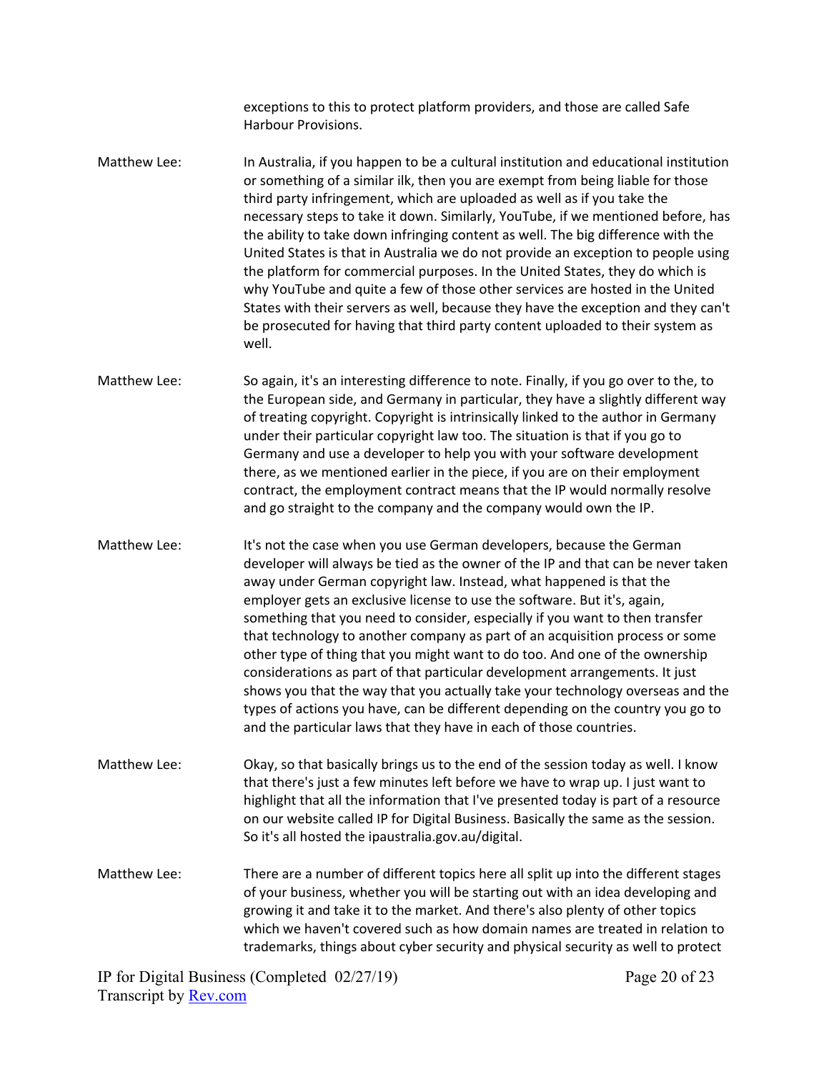exceptions to this to protect platform providers, and those are called Safe Harbour Provisions.

Matthew Lee: In Australia, if you happen to be a cultural institution and educational institution or something of a similar ilk, then you are exempt from being liable for those third party infringement, which are uploaded as well as if you take the necessary steps to take it down. Similarly, YouTube, if we mentioned before, has the ability to take down infringing content as well. The big difference with the United States is that in Australia we do not provide an exception to people using the platform for commercial purposes. In the United States, they do which is why YouTube and quite a few of those other services are hosted in the United States with their servers as well, because they have the exception and they can't be prosecuted for having that third party content uploaded to their system as well.

Matthew Lee: So again, it's an interesting difference to note. Finally, if you go over to the, to the European side, and Germany in particular, they have a slightly different way of treating copyright. Copyright is intrinsically linked to the author in Germany under their particular copyright law too. The situation is that if you go to Germany and use a developer to help you with your software development there, as we mentioned earlier in the piece, if you are on their employment contract, the employment contract means that the IP would normally resolve and go straight to the company and the company would own the IP.

Matthew Lee: It's not the case when you use German developers, because the German developer will always be tied as the owner of the IP and that can be never taken away under German copyright law. Instead, what happened is that the employer gets an exclusive license to use the software. But it's, again, something that you need to consider, especially if you want to then transfer that technology to another company as part of an acquisition process or some other type of thing that you might want to do too. And one of the ownership considerations as part of that particular development arrangements. It just shows you that the way that you actually take your technology overseas and the types of actions you have, can be different depending on the country you go to and the particular laws that they have in each of those countries.

Matthew Lee: Okay, so that basically brings us to the end of the session today as well. I know that there's just a few minutes left before we have to wrap up. I just want to highlight that all the information that I've presented today is part of a resource on our website called IP for Digital Business. Basically the same as the session. So it's all hosted the ipaustralia.gov.au/digital.

Matthew Lee: There are a number of different topics here all split up into the different stages of your business, whether you will be starting out with an idea developing and growing it and take it to the market. And there's also plenty of other topics which we haven't covered such as how domain names are treated in relation to trademarks, things about cyber security and physical security as well to protect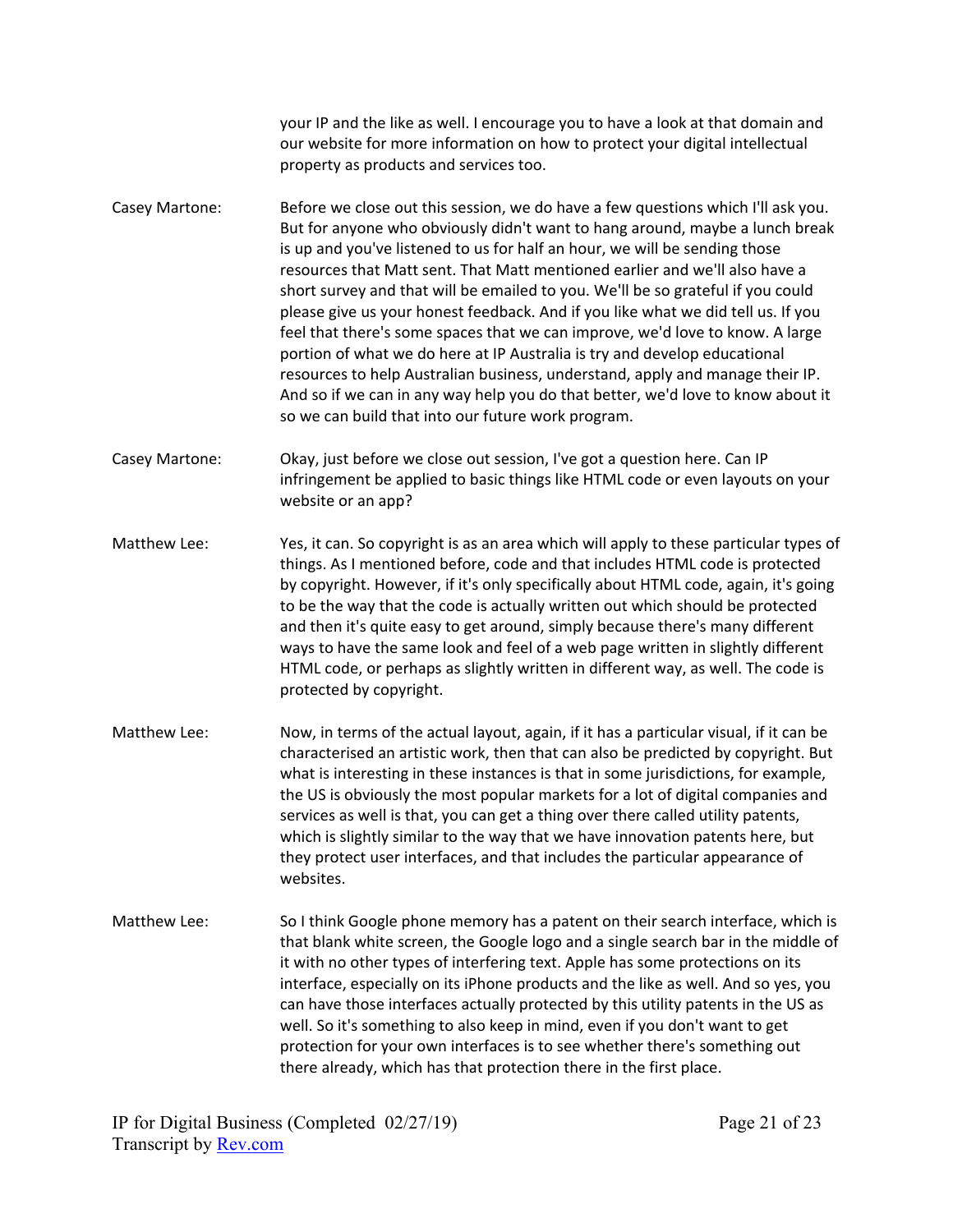your IP and the like as well. I encourage you to have a look at that domain and our website for more information on how to protect your digital intellectual property as products and services too.

Casey Martone: Before we close out this session, we do have a few questions which I'll ask you. But for anyone who obviously didn't want to hang around, maybe a lunch break is up and you've listened to us for half an hour, we will be sending those resources that Matt sent. That Matt mentioned earlier and we'll also have a short survey and that will be emailed to you. We'll be so grateful if you could please give us your honest feedback. And if you like what we did tell us. If you feel that there's some spaces that we can improve, we'd love to know. A large portion of what we do here at IP Australia is try and develop educational resources to help Australian business, understand, apply and manage their IP. And so if we can in any way help you do that better, we'd love to know about it so we can build that into our future work program.

Casey Martone: Okay, just before we close out session, I've got a question here. Can IP infringement be applied to basic things like HTML code or even layouts on your website or an app?

Matthew Lee: Yes, it can. So copyright is as an area which will apply to these particular types of things. As I mentioned before, code and that includes HTML code is protected by copyright. However, if it's only specifically about HTML code, again, it's going to be the way that the code is actually written out which should be protected and then it's quite easy to get around, simply because there's many different ways to have the same look and feel of a web page written in slightly different HTML code, or perhaps as slightly written in different way, as well. The code is protected by copyright.

Matthew Lee: Now, in terms of the actual layout, again, if it has a particular visual, if it can be characterised an artistic work, then that can also be predicted by copyright. But what is interesting in these instances is that in some jurisdictions, for example, the US is obviously the most popular markets for a lot of digital companies and services as well is that, you can get a thing over there called utility patents, which is slightly similar to the way that we have innovation patents here, but they protect user interfaces, and that includes the particular appearance of websites.

Matthew Lee: So I think Google phone memory has a patent on their search interface, which is that blank white screen, the Google logo and a single search bar in the middle of it with no other types of interfering text. Apple has some protections on its interface, especially on its iPhone products and the like as well. And so yes, you can have those interfaces actually protected by this utility patents in the US as well. So it's something to also keep in mind, even if you don't want to get protection for your own interfaces is to see whether there's something out there already, which has that protection there in the first place.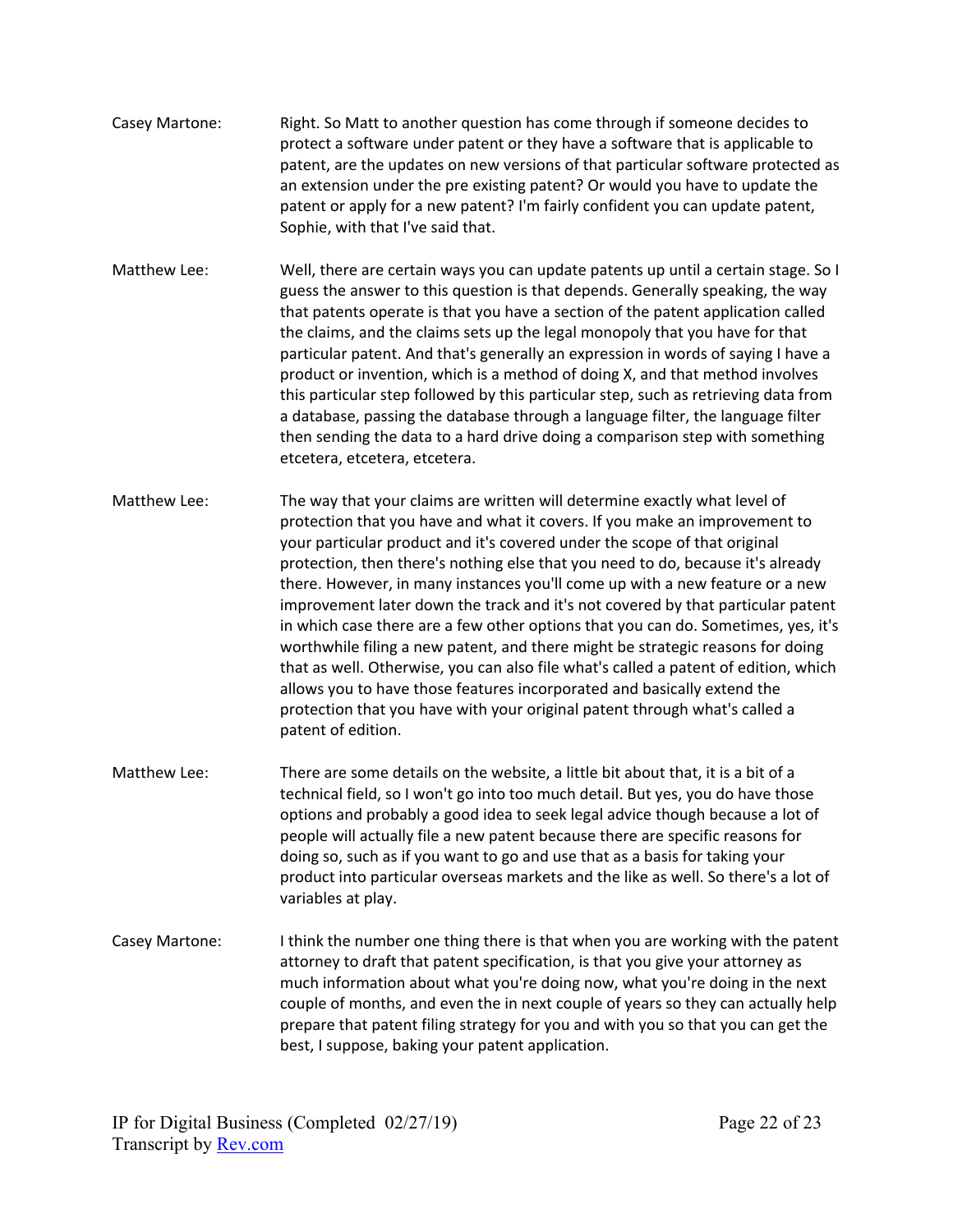Casey Martone: Right. So Matt to another question has come through if someone decides to protect a software under patent or they have a software that is applicable to patent, are the updates on new versions of that particular software protected as an extension under the pre existing patent? Or would you have to update the patent or apply for a new patent? I'm fairly confident you can update patent, Sophie, with that I've said that.

Matthew Lee: Well, there are certain ways you can update patents up until a certain stage. So I guess the answer to this question is that depends. Generally speaking, the way that patents operate is that you have a section of the patent application called the claims, and the claims sets up the legal monopoly that you have for that particular patent. And that's generally an expression in words of saying I have a product or invention, which is a method of doing X, and that method involves this particular step followed by this particular step, such as retrieving data from a database, passing the database through a language filter, the language filter then sending the data to a hard drive doing a comparison step with something etcetera, etcetera, etcetera.

Matthew Lee: The way that your claims are written will determine exactly what level of protection that you have and what it covers. If you make an improvement to your particular product and it's covered under the scope of that original protection, then there's nothing else that you need to do, because it's already there. However, in many instances you'll come up with a new feature or a new improvement later down the track and it's not covered by that particular patent in which case there are a few other options that you can do. Sometimes, yes, it's worthwhile filing a new patent, and there might be strategic reasons for doing that as well. Otherwise, you can also file what's called a patent of edition, which allows you to have those features incorporated and basically extend the protection that you have with your original patent through what's called a patent of edition.

Matthew Lee: There are some details on the website, a little bit about that, it is a bit of a technical field, so I won't go into too much detail. But yes, you do have those options and probably a good idea to seek legal advice though because a lot of people will actually file a new patent because there are specific reasons for doing so, such as if you want to go and use that as a basis for taking your product into particular overseas markets and the like as well. So there's a lot of variables at play.

Casey Martone: I think the number one thing there is that when you are working with the patent attorney to draft that patent specification, is that you give your attorney as much information about what you're doing now, what you're doing in the next couple of months, and even the in next couple of years so they can actually help prepare that patent filing strategy for you and with you so that you can get the best, I suppose, baking your patent application.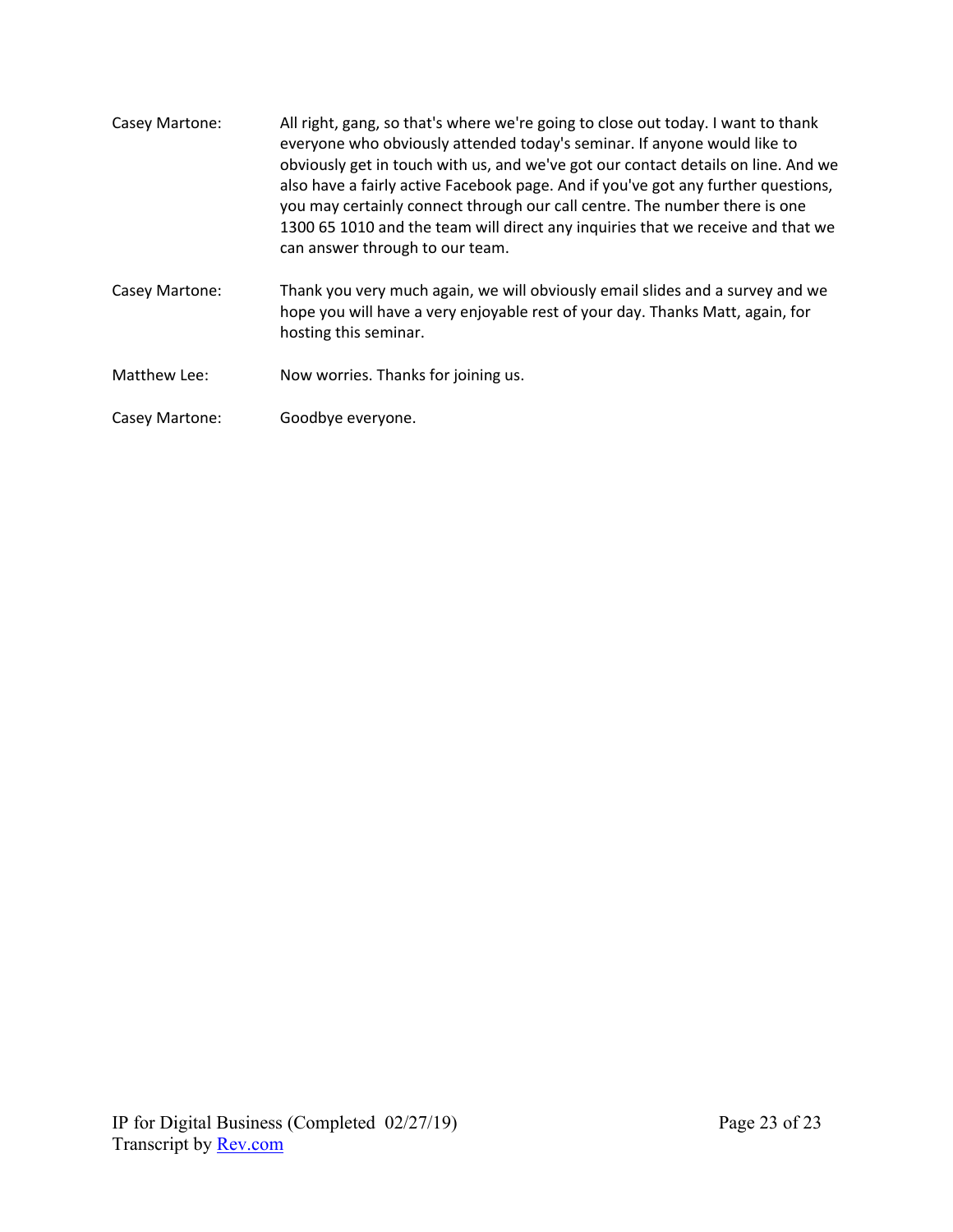**Casey Martone:** All right, gang, so that's where we're going to close out today. I want to thank everyone who obviously attended today's seminar. If anyone would like to obviously get in touch with us, and we've got our contact details on line. And we also have a fairly active Facebook page. And if you've got any further questions, you may certainly connect through our call centre. The number there is one 1300 65 1010 and the team will direct any inquiries that we receive and that we can answer through to our team.

**Casey Martone:** Thank you very much again, we will obviously email slides and a survey and we hope you will have a very enjoyable rest of your day. Thanks Matt, again, for hosting this seminar.

**Matthew Lee:** Now worries. Thanks for joining us.

**Casey Martone:** Goodbye everyone.